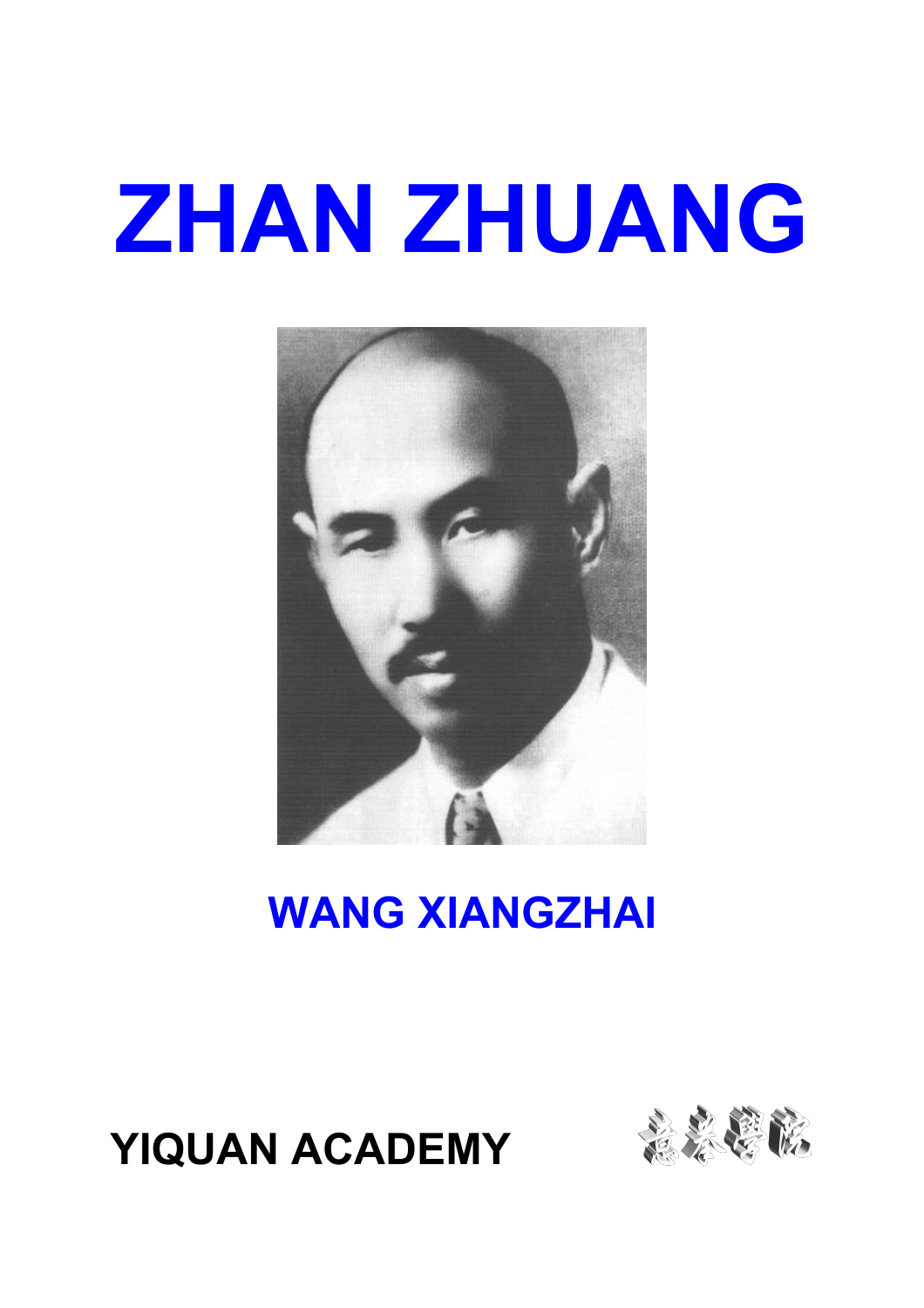# ZHAN ZHUANG

## WANG XIANGZHAI

**YIQUAN ACADEMY**

意拳學院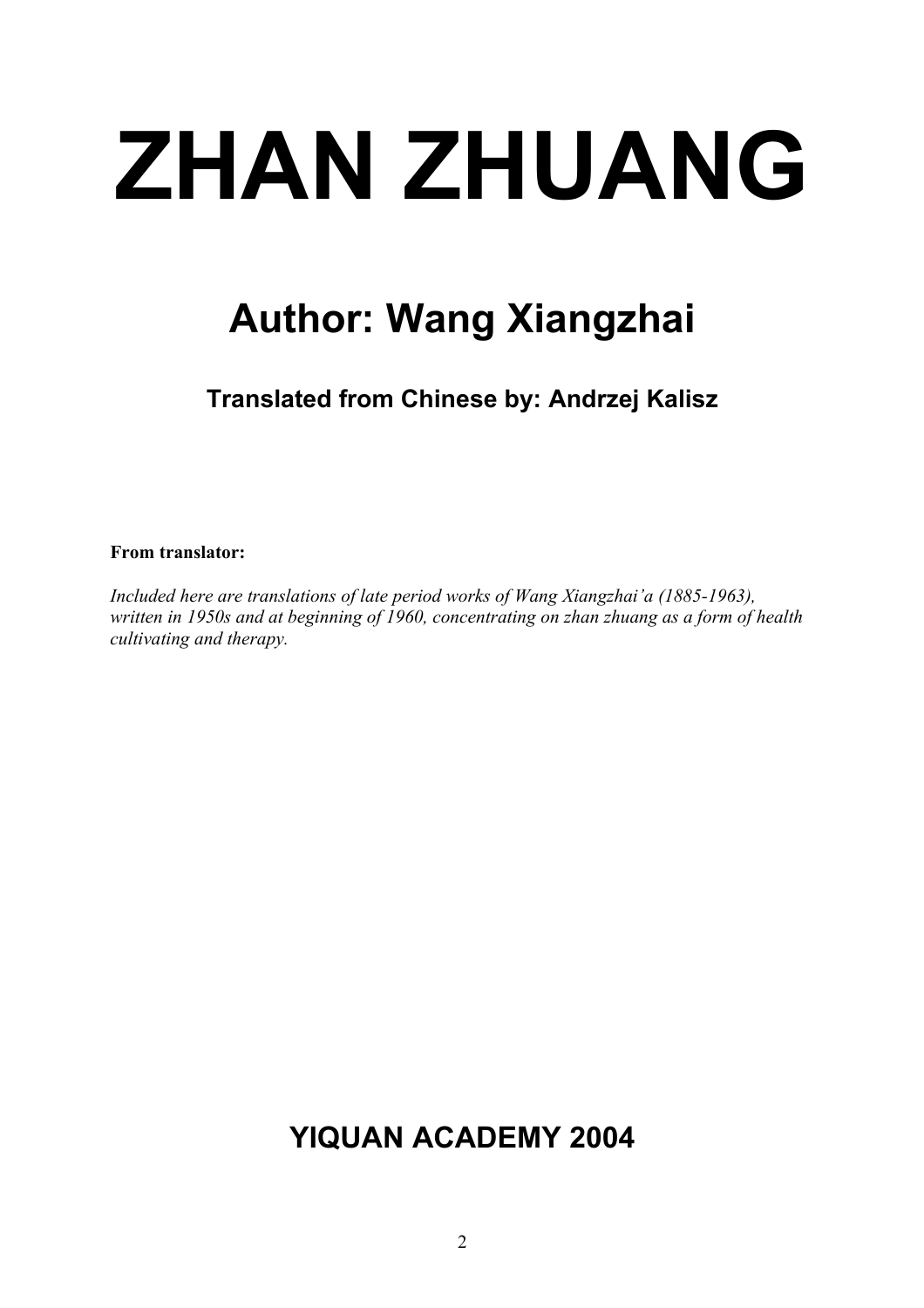# ZHAN ZHUANG

## Author: Wang Xiangzhai

### Translated from Chinese by: Andrzej Kalisz

**From translator:**

*Included here are translations of late period works of Wang Xiangzhai'a (1885-1963), written in 1950s and at beginning of 1960, concentrating on zhan zhuang as a form of health cultivating and therapy.*

## YIQUAN ACADEMY 2004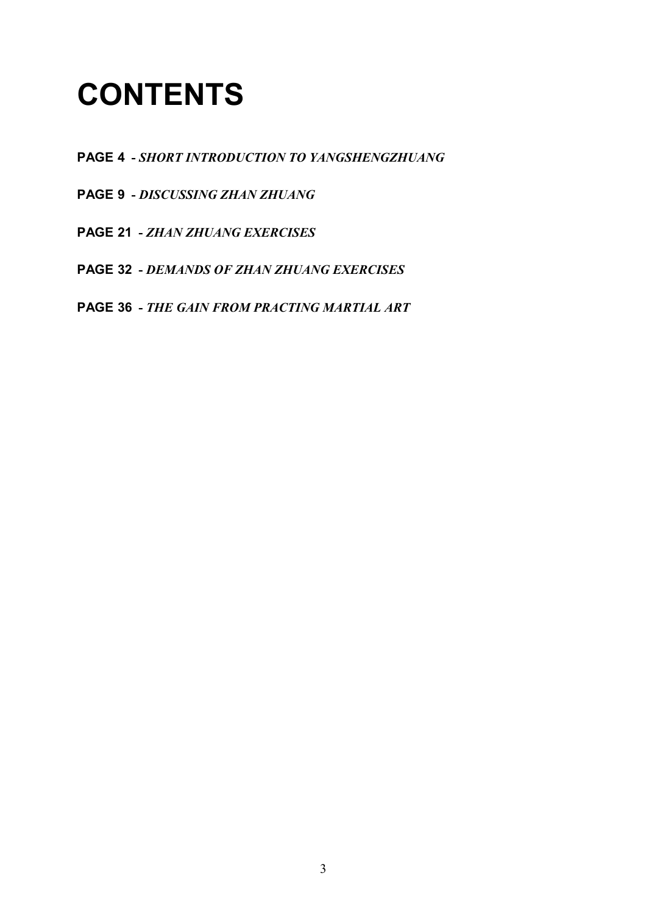# CONTENTS

**PAGE 4** - ***SHORT INTRODUCTION TO YANGSHENGZHUANG***

**PAGE 9** - ***DISCUSSING ZHAN ZHUANG***

**PAGE 21** - ***ZHAN ZHUANG EXERCISES***

**PAGE 32** - ***DEMANDS OF ZHAN ZHUANG EXERCISES***

**PAGE 36** - ***THE GAIN FROM PRACTING MARTIAL ART***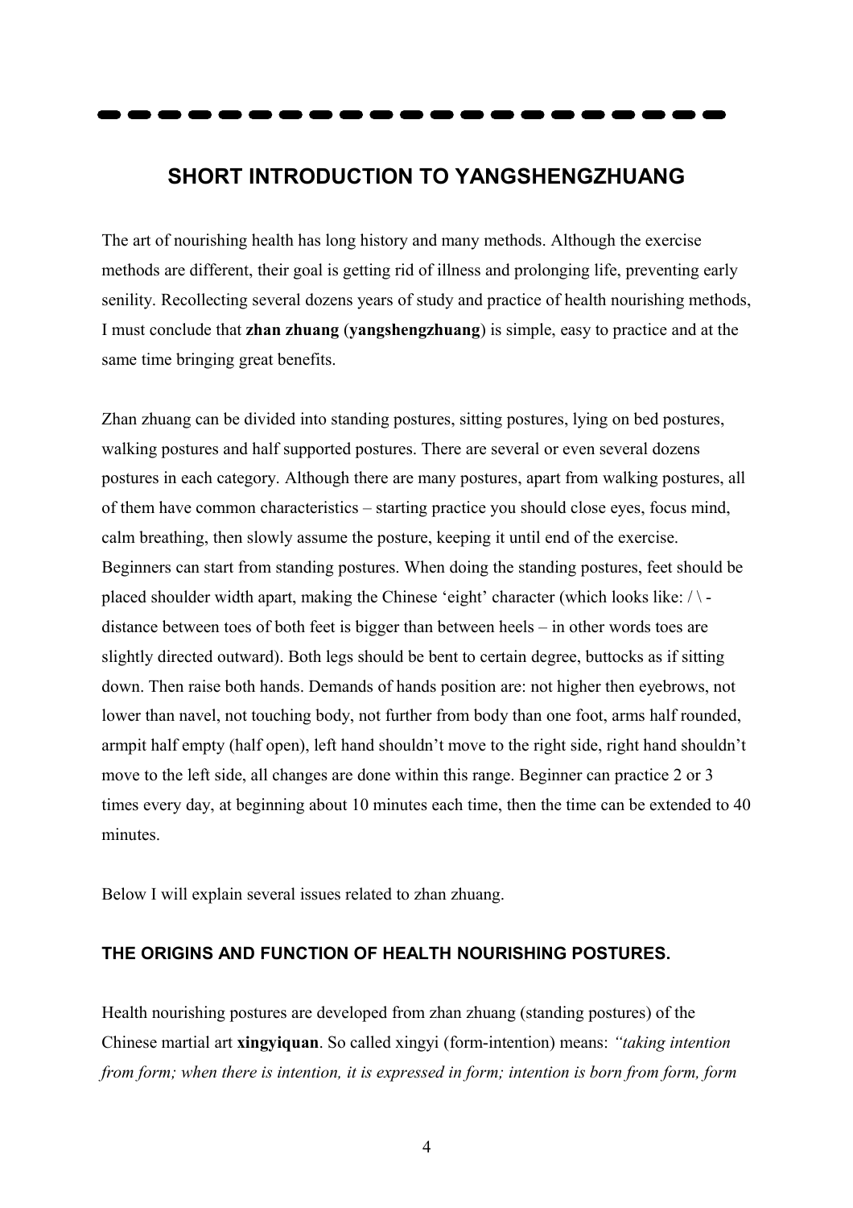## SHORT INTRODUCTION TO YANGSHENGZHUANG

The art of nourishing health has long history and many methods. Although the exercise methods are different, their goal is getting rid of illness and prolonging life, preventing early senility. Recollecting several dozens years of study and practice of health nourishing methods, I must conclude that **zhan zhuang** (**yangshengzhuang**) is simple, easy to practice and at the same time bringing great benefits.

Zhan zhuang can be divided into standing postures, sitting postures, lying on bed postures, walking postures and half supported postures. There are several or even several dozens postures in each category. Although there are many postures, apart from walking postures, all of them have common characteristics – starting practice you should close eyes, focus mind, calm breathing, then slowly assume the posture, keeping it until end of the exercise. Beginners can start from standing postures. When doing the standing postures, feet should be placed shoulder width apart, making the Chinese 'eight' character (which looks like: / \ - distance between toes of both feet is bigger than between heels – in other words toes are slightly directed outward). Both legs should be bent to certain degree, buttocks as if sitting down. Then raise both hands. Demands of hands position are: not higher then eyebrows, not lower than navel, not touching body, not further from body than one foot, arms half rounded, armpit half empty (half open), left hand shouldn't move to the right side, right hand shouldn't move to the left side, all changes are done within this range. Beginner can practice 2 or 3 times every day, at beginning about 10 minutes each time, then the time can be extended to 40 minutes.

Below I will explain several issues related to zhan zhuang.

### THE ORIGINS AND FUNCTION OF HEALTH NOURISHING POSTURES.

Health nourishing postures are developed from zhan zhuang (standing postures) of the Chinese martial art **xingyiquan**. So called xingyi (form-intention) means: *"taking intention from form; when there is intention, it is expressed in form; intention is born from form, form*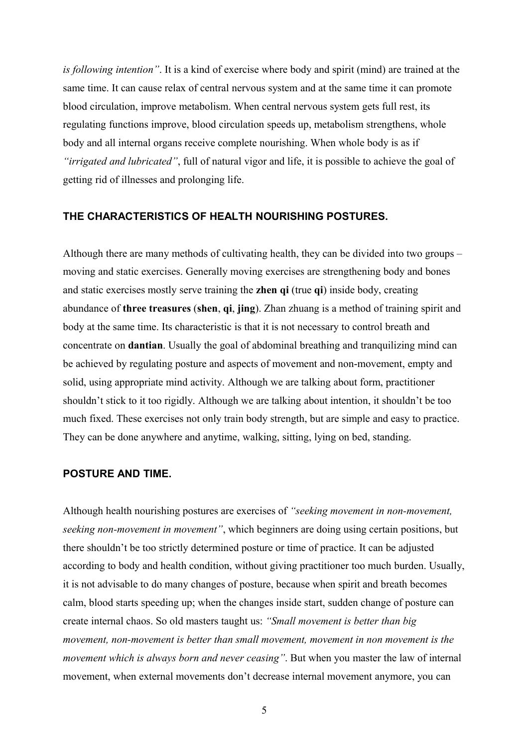*is following intention"*. It is a kind of exercise where body and spirit (mind) are trained at the same time. It can cause relax of central nervous system and at the same time it can promote blood circulation, improve metabolism. When central nervous system gets full rest, its regulating functions improve, blood circulation speeds up, metabolism strengthens, whole body and all internal organs receive complete nourishing. When whole body is as if *"irrigated and lubricated"*, full of natural vigor and life, it is possible to achieve the goal of getting rid of illnesses and prolonging life.

## THE CHARACTERISTICS OF HEALTH NOURISHING POSTURES.

Although there are many methods of cultivating health, they can be divided into two groups – moving and static exercises. Generally moving exercises are strengthening body and bones and static exercises mostly serve training the **zhen qi** (true **qi**) inside body, creating abundance of **three treasures** (**shen**, **qi**, **jing**). Zhan zhuang is a method of training spirit and body at the same time. Its characteristic is that it is not necessary to control breath and concentrate on **dantian**. Usually the goal of abdominal breathing and tranquilizing mind can be achieved by regulating posture and aspects of movement and non-movement, empty and solid, using appropriate mind activity. Although we are talking about form, practitioner shouldn't stick to it too rigidly. Although we are talking about intention, it shouldn't be too much fixed. These exercises not only train body strength, but are simple and easy to practice. They can be done anywhere and anytime, walking, sitting, lying on bed, standing.

## POSTURE AND TIME.

Although health nourishing postures are exercises of *"seeking movement in non-movement, seeking non-movement in movement"*, which beginners are doing using certain positions, but there shouldn't be too strictly determined posture or time of practice. It can be adjusted according to body and health condition, without giving practitioner too much burden. Usually, it is not advisable to do many changes of posture, because when spirit and breath becomes calm, blood starts speeding up; when the changes inside start, sudden change of posture can create internal chaos. So old masters taught us: *"Small movement is better than big movement, non-movement is better than small movement, movement in non movement is the movement which is always born and never ceasing"*. But when you master the law of internal movement, when external movements don't decrease internal movement anymore, you can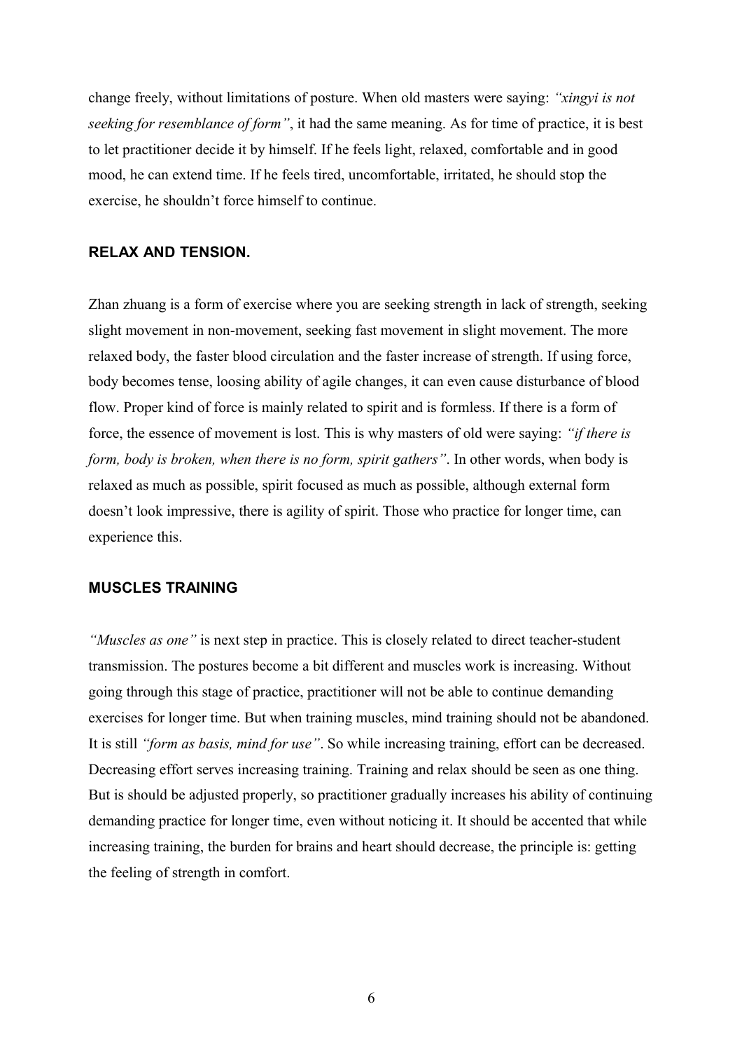change freely, without limitations of posture. When old masters were saying: *"xingyi is not seeking for resemblance of form"*, it had the same meaning. As for time of practice, it is best to let practitioner decide it by himself. If he feels light, relaxed, comfortable and in good mood, he can extend time. If he feels tired, uncomfortable, irritated, he should stop the exercise, he shouldn't force himself to continue.

## RELAX AND TENSION.

Zhan zhuang is a form of exercise where you are seeking strength in lack of strength, seeking slight movement in non-movement, seeking fast movement in slight movement. The more relaxed body, the faster blood circulation and the faster increase of strength. If using force, body becomes tense, loosing ability of agile changes, it can even cause disturbance of blood flow. Proper kind of force is mainly related to spirit and is formless. If there is a form of force, the essence of movement is lost. This is why masters of old were saying: *"if there is form, body is broken, when there is no form, spirit gathers"*. In other words, when body is relaxed as much as possible, spirit focused as much as possible, although external form doesn't look impressive, there is agility of spirit. Those who practice for longer time, can experience this.

## MUSCLES TRAINING

*"Muscles as one"* is next step in practice. This is closely related to direct teacher-student transmission. The postures become a bit different and muscles work is increasing. Without going through this stage of practice, practitioner will not be able to continue demanding exercises for longer time. But when training muscles, mind training should not be abandoned. It is still *"form as basis, mind for use"*. So while increasing training, effort can be decreased. Decreasing effort serves increasing training. Training and relax should be seen as one thing. But is should be adjusted properly, so practitioner gradually increases his ability of continuing demanding practice for longer time, even without noticing it. It should be accented that while increasing training, the burden for brains and heart should decrease, the principle is: getting the feeling of strength in comfort.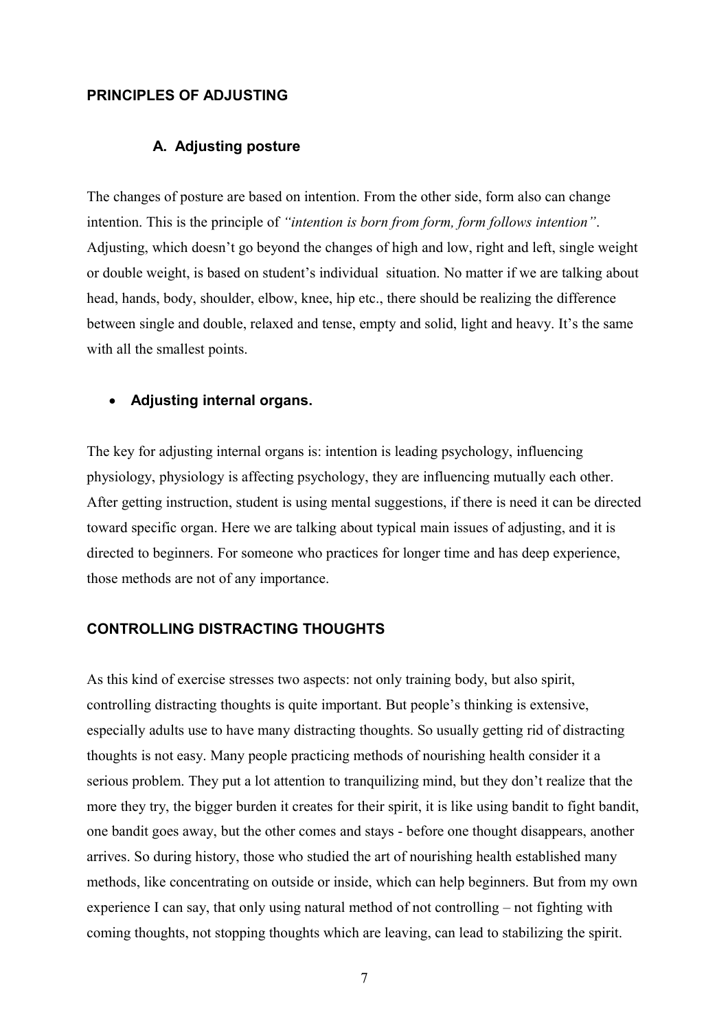## PRINCIPLES OF ADJUSTING

### A. Adjusting posture

The changes of posture are based on intention. From the other side, form also can change intention. This is the principle of *"intention is born from form, form follows intention"*. Adjusting, which doesn't go beyond the changes of high and low, right and left, single weight or double weight, is based on student's individual situation. No matter if we are talking about head, hands, body, shoulder, elbow, knee, hip etc., there should be realizing the difference between single and double, relaxed and tense, empty and solid, light and heavy. It's the same with all the smallest points.

- **Adjusting internal organs.**

The key for adjusting internal organs is: intention is leading psychology, influencing physiology, physiology is affecting psychology, they are influencing mutually each other. After getting instruction, student is using mental suggestions, if there is need it can be directed toward specific organ. Here we are talking about typical main issues of adjusting, and it is directed to beginners. For someone who practices for longer time and has deep experience, those methods are not of any importance.

## CONTROLLING DISTRACTING THOUGHTS

As this kind of exercise stresses two aspects: not only training body, but also spirit, controlling distracting thoughts is quite important. But people's thinking is extensive, especially adults use to have many distracting thoughts. So usually getting rid of distracting thoughts is not easy. Many people practicing methods of nourishing health consider it a serious problem. They put a lot attention to tranquilizing mind, but they don't realize that the more they try, the bigger burden it creates for their spirit, it is like using bandit to fight bandit, one bandit goes away, but the other comes and stays - before one thought disappears, another arrives. So during history, those who studied the art of nourishing health established many methods, like concentrating on outside or inside, which can help beginners. But from my own experience I can say, that only using natural method of not controlling – not fighting with coming thoughts, not stopping thoughts which are leaving, can lead to stabilizing the spirit.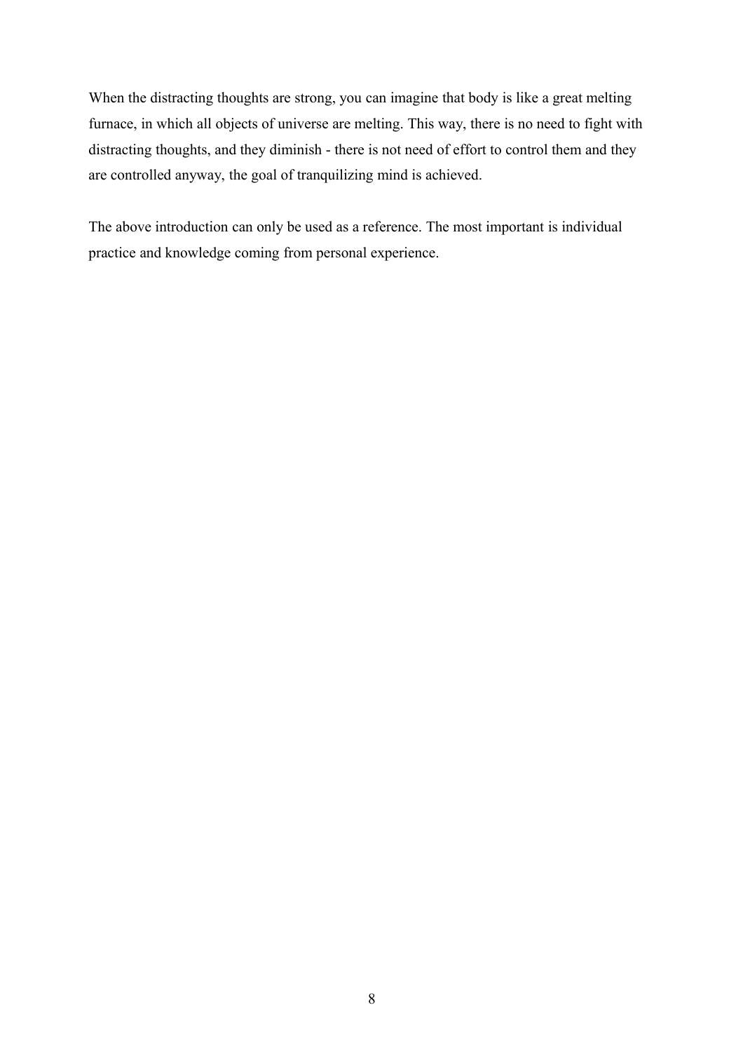When the distracting thoughts are strong, you can imagine that body is like a great melting furnace, in which all objects of universe are melting. This way, there is no need to fight with distracting thoughts, and they diminish - there is not need of effort to control them and they are controlled anyway, the goal of tranquilizing mind is achieved.

The above introduction can only be used as a reference. The most important is individual practice and knowledge coming from personal experience.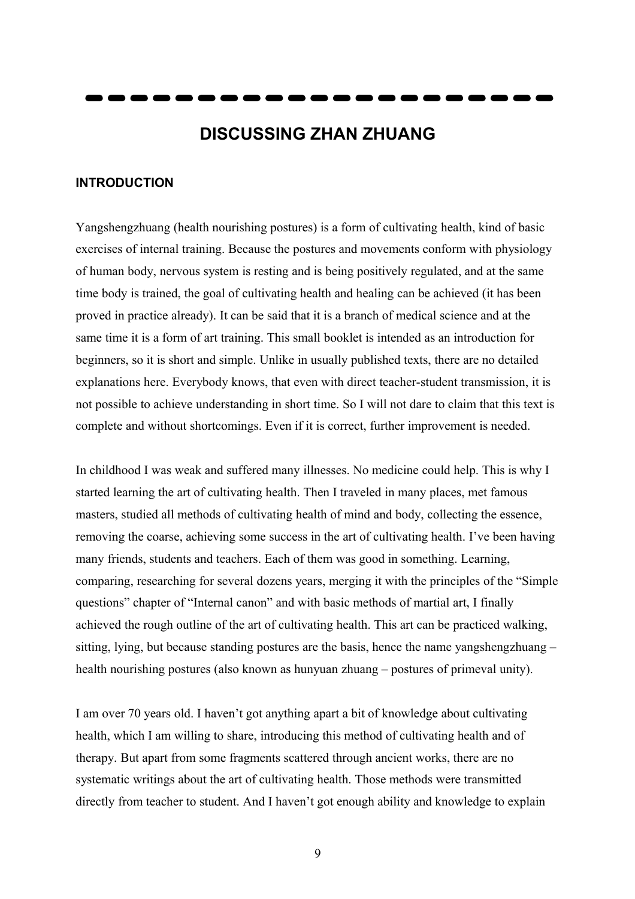# DISCUSSING ZHAN ZHUANG

## INTRODUCTION

Yangshengzhuang (health nourishing postures) is a form of cultivating health, kind of basic exercises of internal training. Because the postures and movements conform with physiology of human body, nervous system is resting and is being positively regulated, and at the same time body is trained, the goal of cultivating health and healing can be achieved (it has been proved in practice already). It can be said that it is a branch of medical science and at the same time it is a form of art training. This small booklet is intended as an introduction for beginners, so it is short and simple. Unlike in usually published texts, there are no detailed explanations here. Everybody knows, that even with direct teacher-student transmission, it is not possible to achieve understanding in short time. So I will not dare to claim that this text is complete and without shortcomings. Even if it is correct, further improvement is needed.

In childhood I was weak and suffered many illnesses. No medicine could help. This is why I started learning the art of cultivating health. Then I traveled in many places, met famous masters, studied all methods of cultivating health of mind and body, collecting the essence, removing the coarse, achieving some success in the art of cultivating health. I've been having many friends, students and teachers. Each of them was good in something. Learning, comparing, researching for several dozens years, merging it with the principles of the "Simple questions" chapter of "Internal canon" and with basic methods of martial art, I finally achieved the rough outline of the art of cultivating health. This art can be practiced walking, sitting, lying, but because standing postures are the basis, hence the name yangshengzhuang – health nourishing postures (also known as hunyuan zhuang – postures of primeval unity).

I am over 70 years old. I haven't got anything apart a bit of knowledge about cultivating health, which I am willing to share, introducing this method of cultivating health and of therapy. But apart from some fragments scattered through ancient works, there are no systematic writings about the art of cultivating health. Those methods were transmitted directly from teacher to student. And I haven't got enough ability and knowledge to explain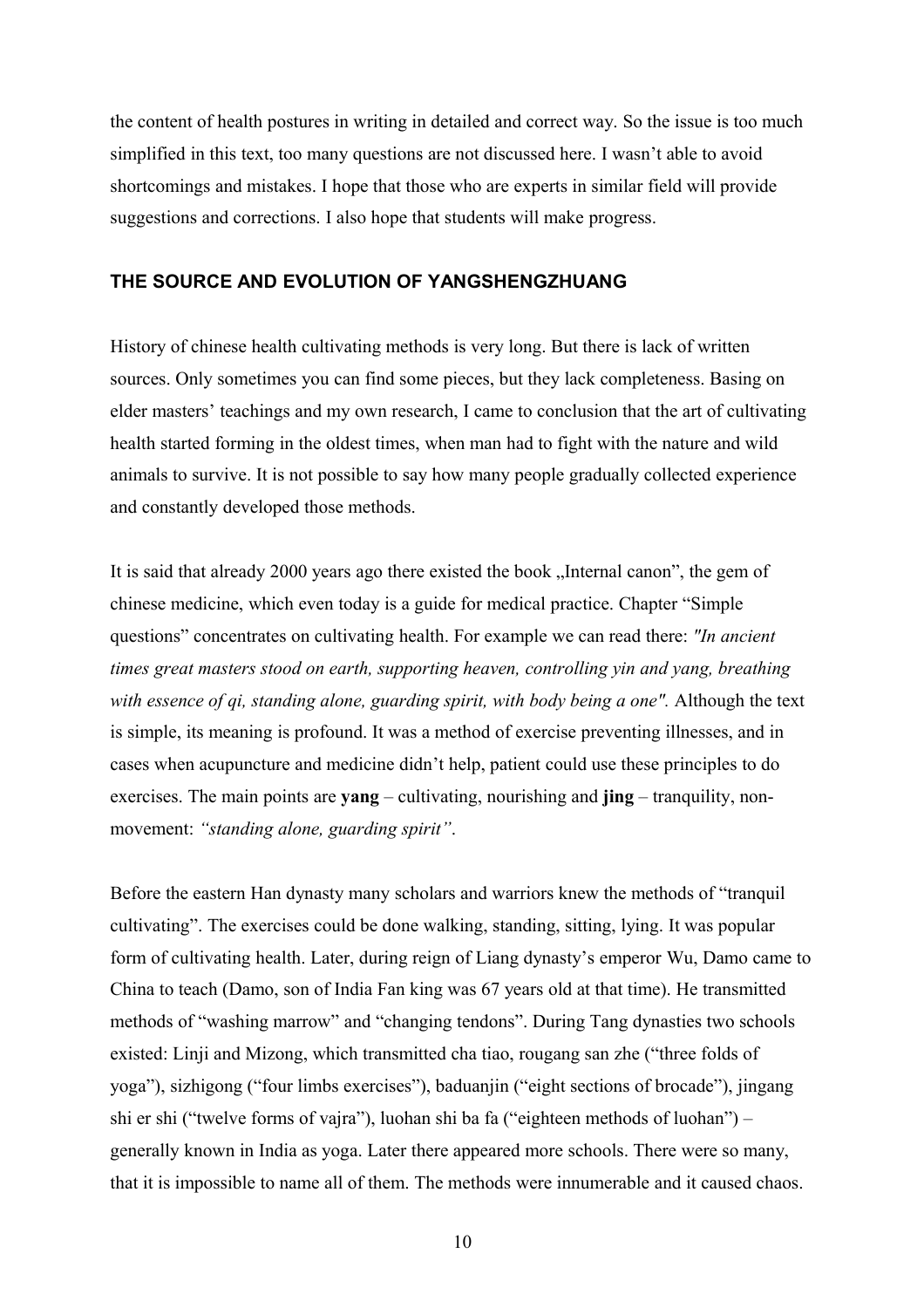the content of health postures in writing in detailed and correct way. So the issue is too much simplified in this text, too many questions are not discussed here. I wasn't able to avoid shortcomings and mistakes. I hope that those who are experts in similar field will provide suggestions and corrections. I also hope that students will make progress.

## THE SOURCE AND EVOLUTION OF YANGSHENGZHUANG

History of chinese health cultivating methods is very long. But there is lack of written sources. Only sometimes you can find some pieces, but they lack completeness. Basing on elder masters' teachings and my own research, I came to conclusion that the art of cultivating health started forming in the oldest times, when man had to fight with the nature and wild animals to survive. It is not possible to say how many people gradually collected experience and constantly developed those methods.

It is said that already 2000 years ago there existed the book „Internal canon", the gem of chinese medicine, which even today is a guide for medical practice. Chapter "Simple questions" concentrates on cultivating health. For example we can read there: *"In ancient times great masters stood on earth, supporting heaven, controlling yin and yang, breathing with essence of qi, standing alone, guarding spirit, with body being a one".* Although the text is simple, its meaning is profound. It was a method of exercise preventing illnesses, and in cases when acupuncture and medicine didn't help, patient could use these principles to do exercises. The main points are **yang** – cultivating, nourishing and **jing** – tranquility, non-movement: *"standing alone, guarding spirit"*.

Before the eastern Han dynasty many scholars and warriors knew the methods of "tranquil cultivating". The exercises could be done walking, standing, sitting, lying. It was popular form of cultivating health. Later, during reign of Liang dynasty's emperor Wu, Damo came to China to teach (Damo, son of India Fan king was 67 years old at that time). He transmitted methods of "washing marrow" and "changing tendons". During Tang dynasties two schools existed: Linji and Mizong, which transmitted cha tiao, rougang san zhe ("three folds of yoga"), sizhigong ("four limbs exercises"), baduanjin ("eight sections of brocade"), jingang shi er shi ("twelve forms of vajra"), luohan shi ba fa ("eighteen methods of luohan") – generally known in India as yoga. Later there appeared more schools. There were so many, that it is impossible to name all of them. The methods were innumerable and it caused chaos.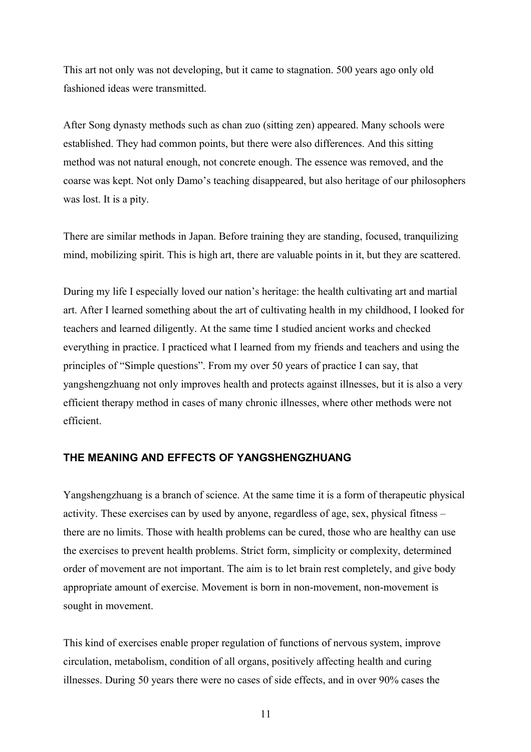This art not only was not developing, but it came to stagnation. 500 years ago only old fashioned ideas were transmitted.

After Song dynasty methods such as chan zuo (sitting zen) appeared. Many schools were established. They had common points, but there were also differences. And this sitting method was not natural enough, not concrete enough. The essence was removed, and the coarse was kept. Not only Damo's teaching disappeared, but also heritage of our philosophers was lost. It is a pity.

There are similar methods in Japan. Before training they are standing, focused, tranquilizing mind, mobilizing spirit. This is high art, there are valuable points in it, but they are scattered.

During my life I especially loved our nation's heritage: the health cultivating art and martial art. After I learned something about the art of cultivating health in my childhood, I looked for teachers and learned diligently. At the same time I studied ancient works and checked everything in practice. I practiced what I learned from my friends and teachers and using the principles of "Simple questions". From my over 50 years of practice I can say, that yangshengzhuang not only improves health and protects against illnesses, but it is also a very efficient therapy method in cases of many chronic illnesses, where other methods were not efficient.

## THE MEANING AND EFFECTS OF YANGSHENGZHUANG

Yangshengzhuang is a branch of science. At the same time it is a form of therapeutic physical activity. These exercises can by used by anyone, regardless of age, sex, physical fitness – there are no limits. Those with health problems can be cured, those who are healthy can use the exercises to prevent health problems. Strict form, simplicity or complexity, determined order of movement are not important. The aim is to let brain rest completely, and give body appropriate amount of exercise. Movement is born in non-movement, non-movement is sought in movement.

This kind of exercises enable proper regulation of functions of nervous system, improve circulation, metabolism, condition of all organs, positively affecting health and curing illnesses. During 50 years there were no cases of side effects, and in over 90% cases the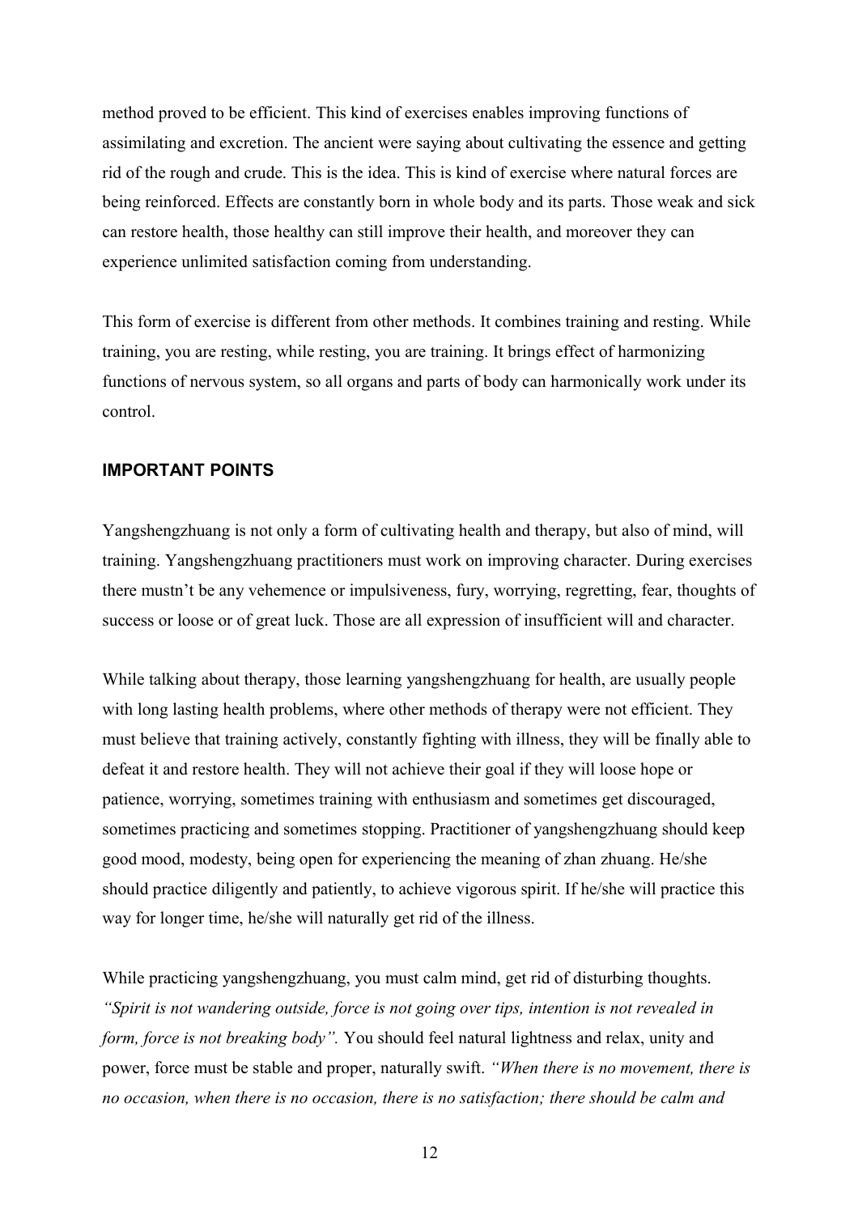method proved to be efficient. This kind of exercises enables improving functions of assimilating and excretion. The ancient were saying about cultivating the essence and getting rid of the rough and crude. This is the idea. This is kind of exercise where natural forces are being reinforced. Effects are constantly born in whole body and its parts. Those weak and sick can restore health, those healthy can still improve their health, and moreover they can experience unlimited satisfaction coming from understanding.

This form of exercise is different from other methods. It combines training and resting. While training, you are resting, while resting, you are training. It brings effect of harmonizing functions of nervous system, so all organs and parts of body can harmonically work under its control.

### IMPORTANT POINTS

Yangshengzhuang is not only a form of cultivating health and therapy, but also of mind, will training. Yangshengzhuang practitioners must work on improving character. During exercises there mustn't be any vehemence or impulsiveness, fury, worrying, regretting, fear, thoughts of success or loose or of great luck. Those are all expression of insufficient will and character.

While talking about therapy, those learning yangshengzhuang for health, are usually people with long lasting health problems, where other methods of therapy were not efficient. They must believe that training actively, constantly fighting with illness, they will be finally able to defeat it and restore health. They will not achieve their goal if they will loose hope or patience, worrying, sometimes training with enthusiasm and sometimes get discouraged, sometimes practicing and sometimes stopping. Practitioner of yangshengzhuang should keep good mood, modesty, being open for experiencing the meaning of zhan zhuang. He/she should practice diligently and patiently, to achieve vigorous spirit. If he/she will practice this way for longer time, he/she will naturally get rid of the illness.

While practicing yangshengzhuang, you must calm mind, get rid of disturbing thoughts. *"Spirit is not wandering outside, force is not going over tips, intention is not revealed in form, force is not breaking body".* You should feel natural lightness and relax, unity and power, force must be stable and proper, naturally swift. *"When there is no movement, there is no occasion, when there is no occasion, there is no satisfaction; there should be calm and*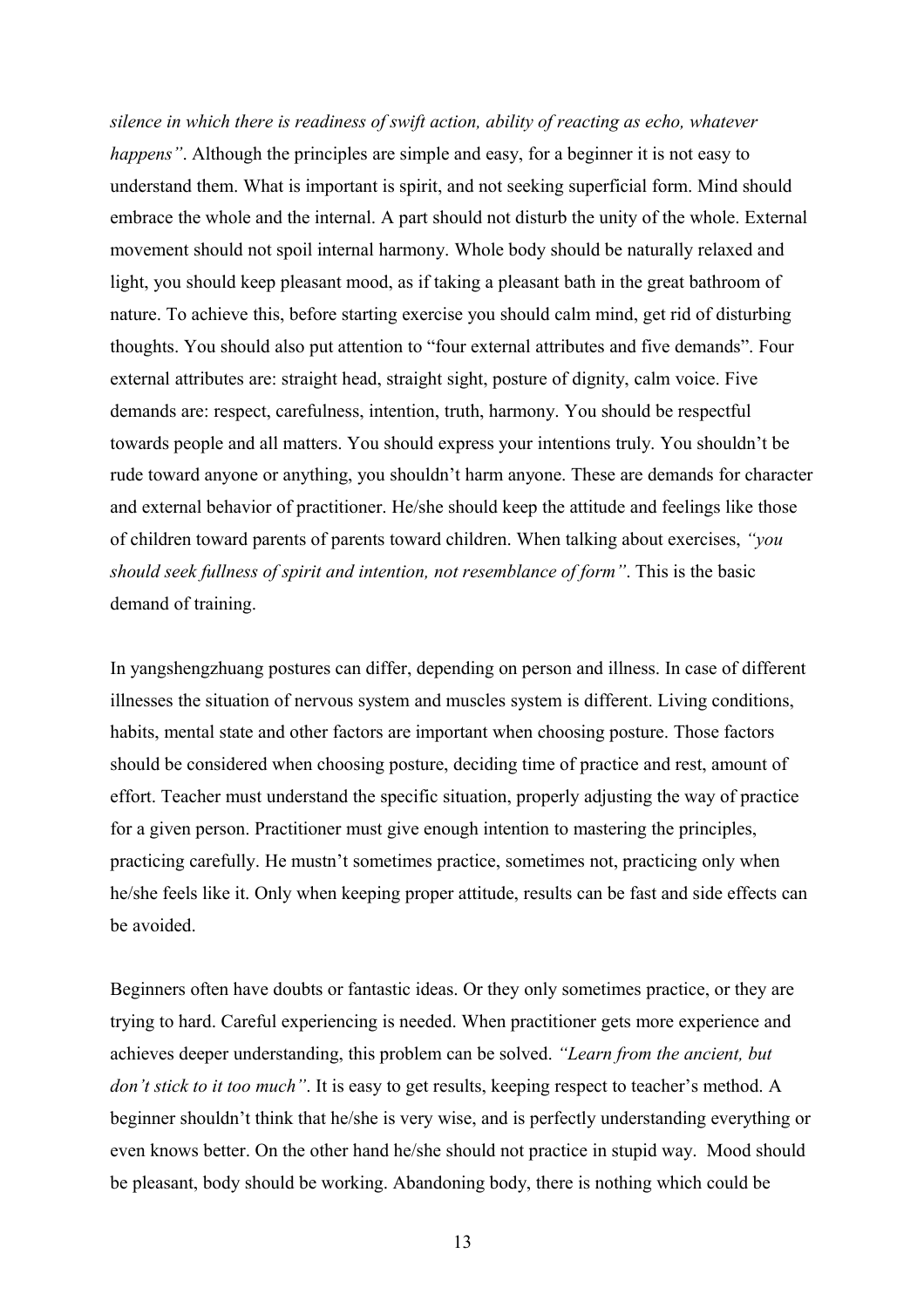*silence in which there is readiness of swift action, ability of reacting as echo, whatever happens"*. Although the principles are simple and easy, for a beginner it is not easy to understand them. What is important is spirit, and not seeking superficial form. Mind should embrace the whole and the internal. A part should not disturb the unity of the whole. External movement should not spoil internal harmony. Whole body should be naturally relaxed and light, you should keep pleasant mood, as if taking a pleasant bath in the great bathroom of nature. To achieve this, before starting exercise you should calm mind, get rid of disturbing thoughts. You should also put attention to "four external attributes and five demands". Four external attributes are: straight head, straight sight, posture of dignity, calm voice. Five demands are: respect, carefulness, intention, truth, harmony. You should be respectful towards people and all matters. You should express your intentions truly. You shouldn't be rude toward anyone or anything, you shouldn't harm anyone. These are demands for character and external behavior of practitioner. He/she should keep the attitude and feelings like those of children toward parents of parents toward children. When talking about exercises, *"you should seek fullness of spirit and intention, not resemblance of form"*. This is the basic demand of training.

In yangshengzhuang postures can differ, depending on person and illness. In case of different illnesses the situation of nervous system and muscles system is different. Living conditions, habits, mental state and other factors are important when choosing posture. Those factors should be considered when choosing posture, deciding time of practice and rest, amount of effort. Teacher must understand the specific situation, properly adjusting the way of practice for a given person. Practitioner must give enough intention to mastering the principles, practicing carefully. He mustn't sometimes practice, sometimes not, practicing only when he/she feels like it. Only when keeping proper attitude, results can be fast and side effects can be avoided.

Beginners often have doubts or fantastic ideas. Or they only sometimes practice, or they are trying to hard. Careful experiencing is needed. When practitioner gets more experience and achieves deeper understanding, this problem can be solved. *"Learn from the ancient, but don't stick to it too much"*. It is easy to get results, keeping respect to teacher's method. A beginner shouldn't think that he/she is very wise, and is perfectly understanding everything or even knows better. On the other hand he/she should not practice in stupid way. Mood should be pleasant, body should be working. Abandoning body, there is nothing which could be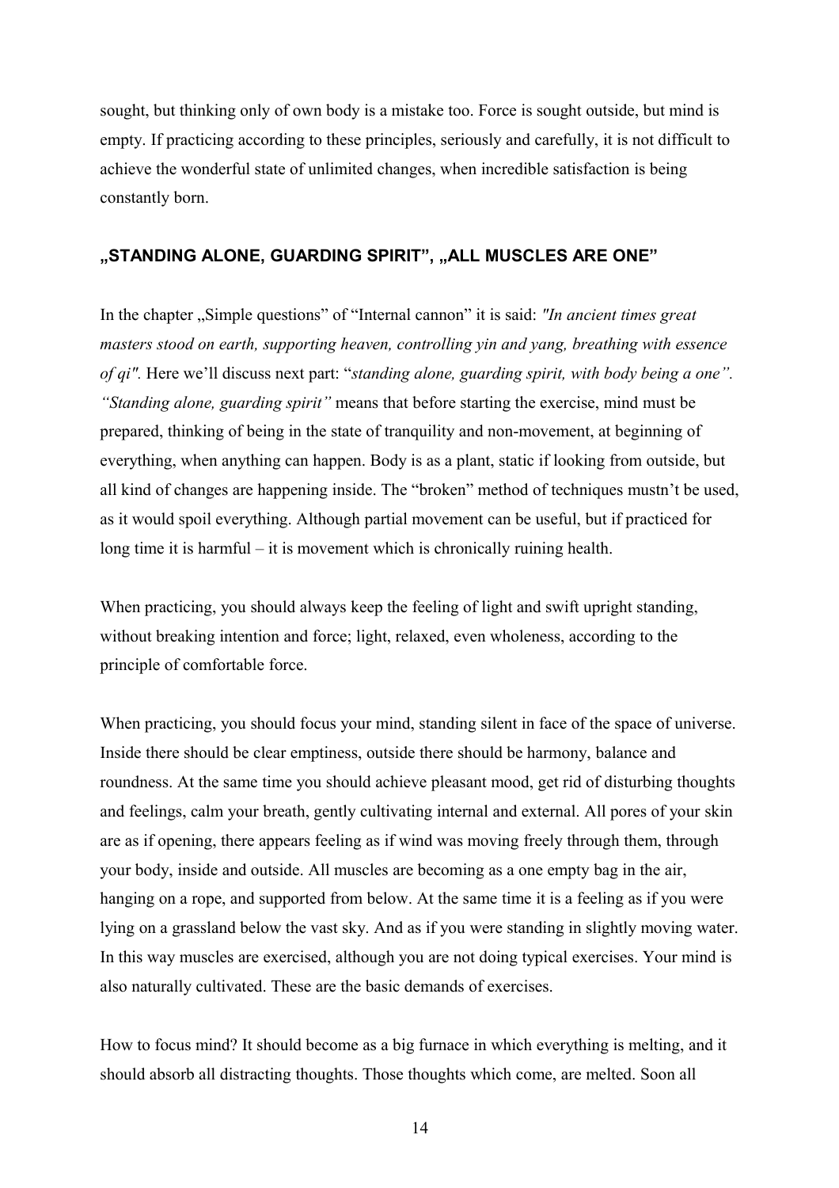sought, but thinking only of own body is a mistake too. Force is sought outside, but mind is empty. If practicing according to these principles, seriously and carefully, it is not difficult to achieve the wonderful state of unlimited changes, when incredible satisfaction is being constantly born.

## „STANDING ALONE, GUARDING SPIRIT", „ALL MUSCLES ARE ONE"

In the chapter „Simple questions" of "Internal cannon" it is said: *"In ancient times great masters stood on earth, supporting heaven, controlling yin and yang, breathing with essence of qi".* Here we'll discuss next part: "*standing alone, guarding spirit, with body being a one". "Standing alone, guarding spirit"* means that before starting the exercise, mind must be prepared, thinking of being in the state of tranquility and non-movement, at beginning of everything, when anything can happen. Body is as a plant, static if looking from outside, but all kind of changes are happening inside. The "broken" method of techniques mustn't be used, as it would spoil everything. Although partial movement can be useful, but if practiced for long time it is harmful – it is movement which is chronically ruining health.

When practicing, you should always keep the feeling of light and swift upright standing, without breaking intention and force; light, relaxed, even wholeness, according to the principle of comfortable force.

When practicing, you should focus your mind, standing silent in face of the space of universe. Inside there should be clear emptiness, outside there should be harmony, balance and roundness. At the same time you should achieve pleasant mood, get rid of disturbing thoughts and feelings, calm your breath, gently cultivating internal and external. All pores of your skin are as if opening, there appears feeling as if wind was moving freely through them, through your body, inside and outside. All muscles are becoming as a one empty bag in the air, hanging on a rope, and supported from below. At the same time it is a feeling as if you were lying on a grassland below the vast sky. And as if you were standing in slightly moving water. In this way muscles are exercised, although you are not doing typical exercises. Your mind is also naturally cultivated. These are the basic demands of exercises.

How to focus mind? It should become as a big furnace in which everything is melting, and it should absorb all distracting thoughts. Those thoughts which come, are melted. Soon all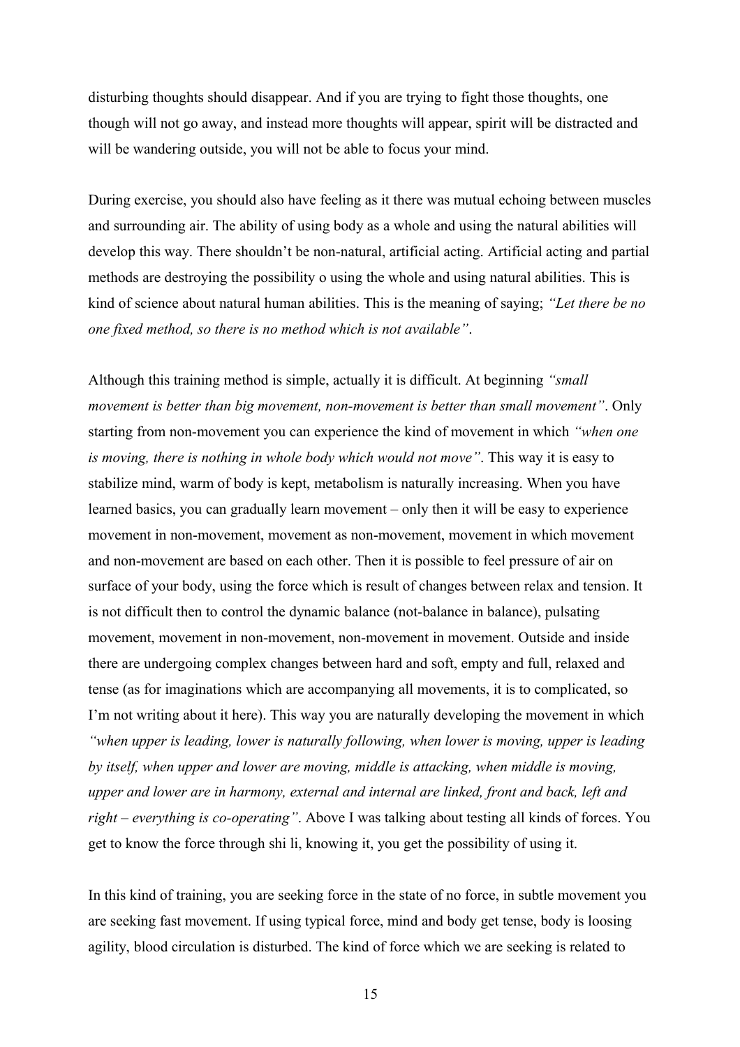disturbing thoughts should disappear. And if you are trying to fight those thoughts, one though will not go away, and instead more thoughts will appear, spirit will be distracted and will be wandering outside, you will not be able to focus your mind.

During exercise, you should also have feeling as it there was mutual echoing between muscles and surrounding air. The ability of using body as a whole and using the natural abilities will develop this way. There shouldn't be non-natural, artificial acting. Artificial acting and partial methods are destroying the possibility o using the whole and using natural abilities. This is kind of science about natural human abilities. This is the meaning of saying; *"Let there be no one fixed method, so there is no method which is not available"*.

Although this training method is simple, actually it is difficult. At beginning *"small movement is better than big movement, non-movement is better than small movement"*. Only starting from non-movement you can experience the kind of movement in which *"when one is moving, there is nothing in whole body which would not move"*. This way it is easy to stabilize mind, warm of body is kept, metabolism is naturally increasing. When you have learned basics, you can gradually learn movement – only then it will be easy to experience movement in non-movement, movement as non-movement, movement in which movement and non-movement are based on each other. Then it is possible to feel pressure of air on surface of your body, using the force which is result of changes between relax and tension. It is not difficult then to control the dynamic balance (not-balance in balance), pulsating movement, movement in non-movement, non-movement in movement. Outside and inside there are undergoing complex changes between hard and soft, empty and full, relaxed and tense (as for imaginations which are accompanying all movements, it is to complicated, so I'm not writing about it here). This way you are naturally developing the movement in which *"when upper is leading, lower is naturally following, when lower is moving, upper is leading by itself, when upper and lower are moving, middle is attacking, when middle is moving, upper and lower are in harmony, external and internal are linked, front and back, left and right – everything is co-operating"*. Above I was talking about testing all kinds of forces. You get to know the force through shi li, knowing it, you get the possibility of using it.

In this kind of training, you are seeking force in the state of no force, in subtle movement you are seeking fast movement. If using typical force, mind and body get tense, body is loosing agility, blood circulation is disturbed. The kind of force which we are seeking is related to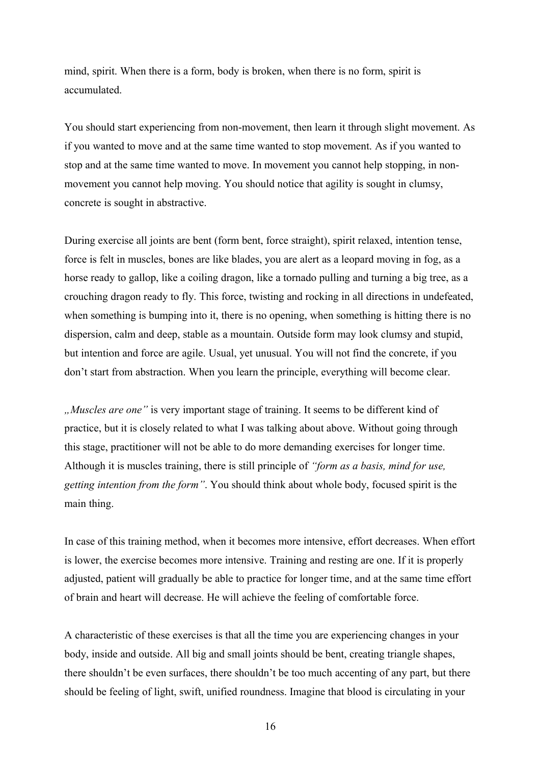mind, spirit. When there is a form, body is broken, when there is no form, spirit is accumulated.

You should start experiencing from non-movement, then learn it through slight movement. As if you wanted to move and at the same time wanted to stop movement. As if you wanted to stop and at the same time wanted to move. In movement you cannot help stopping, in non-movement you cannot help moving. You should notice that agility is sought in clumsy, concrete is sought in abstractive.

During exercise all joints are bent (form bent, force straight), spirit relaxed, intention tense, force is felt in muscles, bones are like blades, you are alert as a leopard moving in fog, as a horse ready to gallop, like a coiling dragon, like a tornado pulling and turning a big tree, as a crouching dragon ready to fly. This force, twisting and rocking in all directions in undefeated, when something is bumping into it, there is no opening, when something is hitting there is no dispersion, calm and deep, stable as a mountain. Outside form may look clumsy and stupid, but intention and force are agile. Usual, yet unusual. You will not find the concrete, if you don't start from abstraction. When you learn the principle, everything will become clear.

*„Muscles are one"* is very important stage of training. It seems to be different kind of practice, but it is closely related to what I was talking about above. Without going through this stage, practitioner will not be able to do more demanding exercises for longer time. Although it is muscles training, there is still principle of *"form as a basis, mind for use, getting intention from the form"*. You should think about whole body, focused spirit is the main thing.

In case of this training method, when it becomes more intensive, effort decreases. When effort is lower, the exercise becomes more intensive. Training and resting are one. If it is properly adjusted, patient will gradually be able to practice for longer time, and at the same time effort of brain and heart will decrease. He will achieve the feeling of comfortable force.

A characteristic of these exercises is that all the time you are experiencing changes in your body, inside and outside. All big and small joints should be bent, creating triangle shapes, there shouldn't be even surfaces, there shouldn't be too much accenting of any part, but there should be feeling of light, swift, unified roundness. Imagine that blood is circulating in your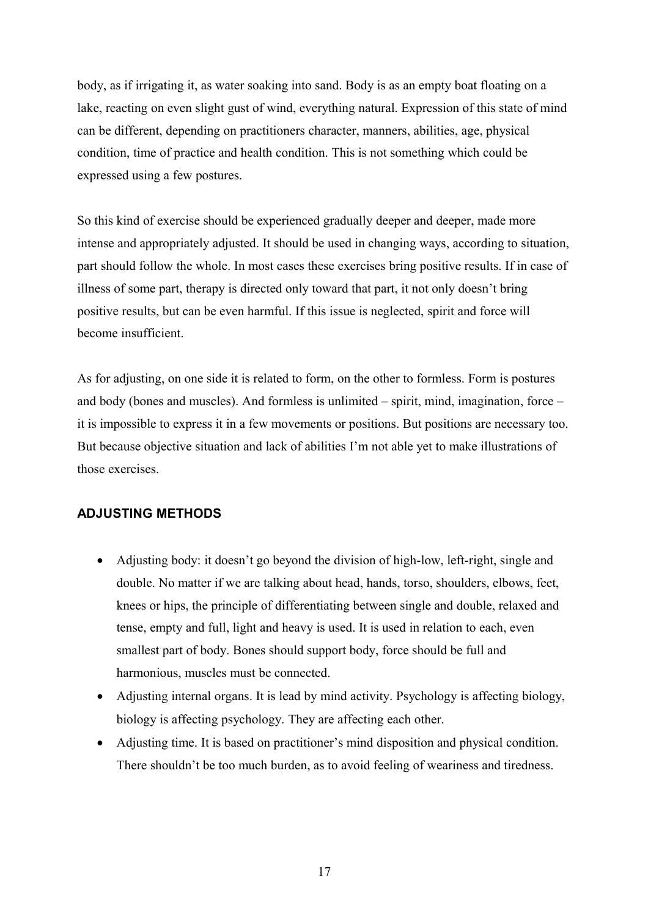body, as if irrigating it, as water soaking into sand. Body is as an empty boat floating on a lake, reacting on even slight gust of wind, everything natural. Expression of this state of mind can be different, depending on practitioners character, manners, abilities, age, physical condition, time of practice and health condition. This is not something which could be expressed using a few postures.

So this kind of exercise should be experienced gradually deeper and deeper, made more intense and appropriately adjusted. It should be used in changing ways, according to situation, part should follow the whole. In most cases these exercises bring positive results. If in case of illness of some part, therapy is directed only toward that part, it not only doesn't bring positive results, but can be even harmful. If this issue is neglected, spirit and force will become insufficient.

As for adjusting, on one side it is related to form, on the other to formless. Form is postures and body (bones and muscles). And formless is unlimited – spirit, mind, imagination, force – it is impossible to express it in a few movements or positions. But positions are necessary too. But because objective situation and lack of abilities I'm not able yet to make illustrations of those exercises.

### ADJUSTING METHODS

- Adjusting body: it doesn't go beyond the division of high-low, left-right, single and double. No matter if we are talking about head, hands, torso, shoulders, elbows, feet, knees or hips, the principle of differentiating between single and double, relaxed and tense, empty and full, light and heavy is used. It is used in relation to each, even smallest part of body. Bones should support body, force should be full and harmonious, muscles must be connected.
- Adjusting internal organs. It is lead by mind activity. Psychology is affecting biology, biology is affecting psychology. They are affecting each other.
- Adjusting time. It is based on practitioner's mind disposition and physical condition. There shouldn't be too much burden, as to avoid feeling of weariness and tiredness.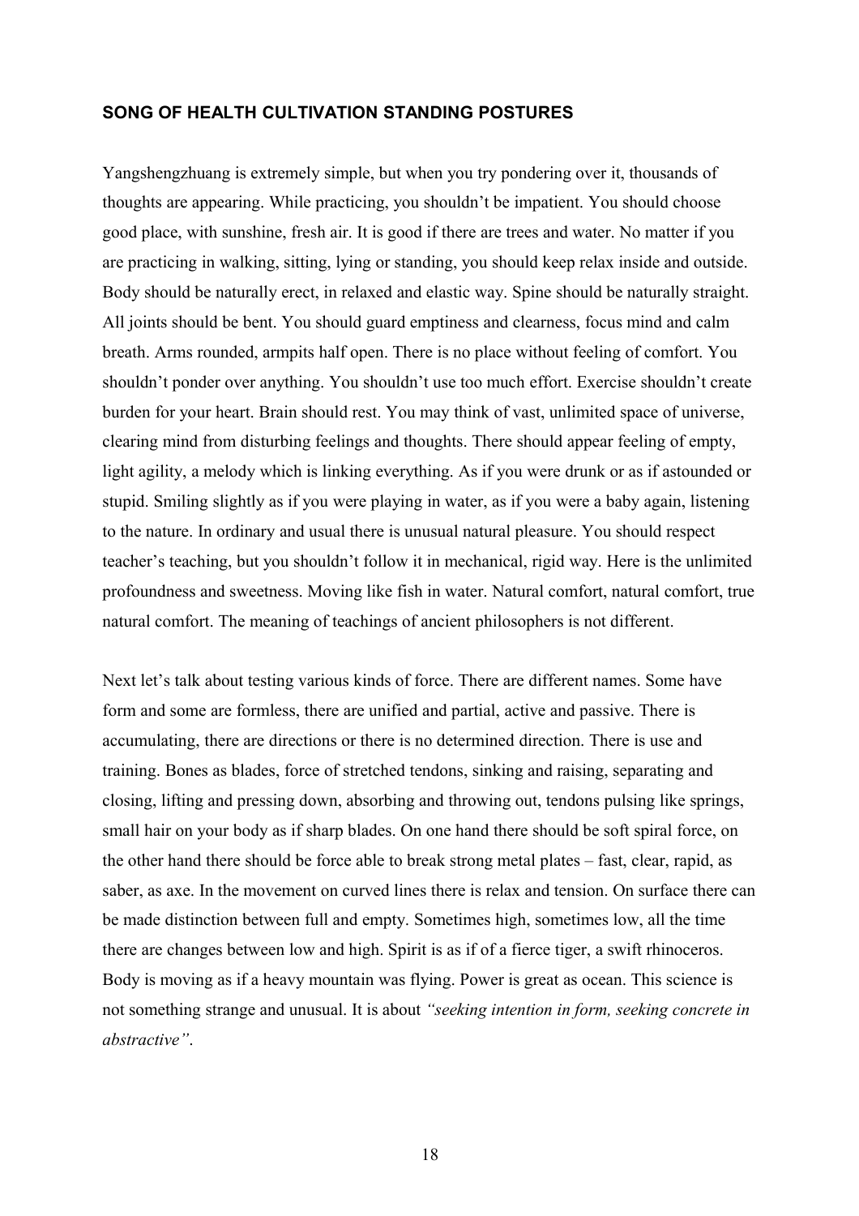## SONG OF HEALTH CULTIVATION STANDING POSTURES

Yangshengzhuang is extremely simple, but when you try pondering over it, thousands of thoughts are appearing. While practicing, you shouldn't be impatient. You should choose good place, with sunshine, fresh air. It is good if there are trees and water. No matter if you are practicing in walking, sitting, lying or standing, you should keep relax inside and outside. Body should be naturally erect, in relaxed and elastic way. Spine should be naturally straight. All joints should be bent. You should guard emptiness and clearness, focus mind and calm breath. Arms rounded, armpits half open. There is no place without feeling of comfort. You shouldn't ponder over anything. You shouldn't use too much effort. Exercise shouldn't create burden for your heart. Brain should rest. You may think of vast, unlimited space of universe, clearing mind from disturbing feelings and thoughts. There should appear feeling of empty, light agility, a melody which is linking everything. As if you were drunk or as if astounded or stupid. Smiling slightly as if you were playing in water, as if you were a baby again, listening to the nature. In ordinary and usual there is unusual natural pleasure. You should respect teacher's teaching, but you shouldn't follow it in mechanical, rigid way. Here is the unlimited profoundness and sweetness. Moving like fish in water. Natural comfort, natural comfort, true natural comfort. The meaning of teachings of ancient philosophers is not different.

Next let's talk about testing various kinds of force. There are different names. Some have form and some are formless, there are unified and partial, active and passive. There is accumulating, there are directions or there is no determined direction. There is use and training. Bones as blades, force of stretched tendons, sinking and raising, separating and closing, lifting and pressing down, absorbing and throwing out, tendons pulsing like springs, small hair on your body as if sharp blades. On one hand there should be soft spiral force, on the other hand there should be force able to break strong metal plates – fast, clear, rapid, as saber, as axe. In the movement on curved lines there is relax and tension. On surface there can be made distinction between full and empty. Sometimes high, sometimes low, all the time there are changes between low and high. Spirit is as if of a fierce tiger, a swift rhinoceros. Body is moving as if a heavy mountain was flying. Power is great as ocean. This science is not something strange and unusual. It is about *"seeking intention in form, seeking concrete in abstractive"*.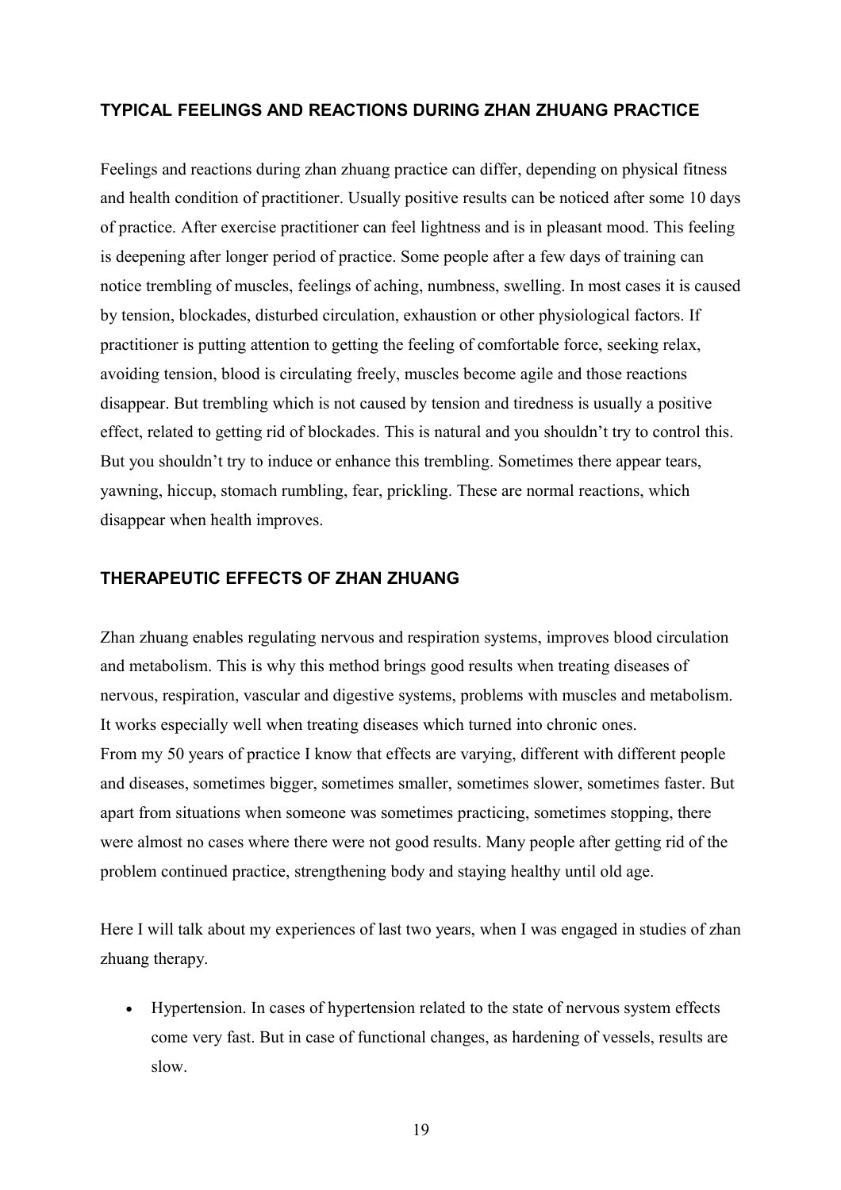## TYPICAL FEELINGS AND REACTIONS DURING ZHAN ZHUANG PRACTICE

Feelings and reactions during zhan zhuang practice can differ, depending on physical fitness and health condition of practitioner. Usually positive results can be noticed after some 10 days of practice. After exercise practitioner can feel lightness and is in pleasant mood. This feeling is deepening after longer period of practice. Some people after a few days of training can notice trembling of muscles, feelings of aching, numbness, swelling. In most cases it is caused by tension, blockades, disturbed circulation, exhaustion or other physiological factors. If practitioner is putting attention to getting the feeling of comfortable force, seeking relax, avoiding tension, blood is circulating freely, muscles become agile and those reactions disappear. But trembling which is not caused by tension and tiredness is usually a positive effect, related to getting rid of blockades. This is natural and you shouldn't try to control this. But you shouldn't try to induce or enhance this trembling. Sometimes there appear tears, yawning, hiccup, stomach rumbling, fear, prickling. These are normal reactions, which disappear when health improves.

## THERAPEUTIC EFFECTS OF ZHAN ZHUANG

Zhan zhuang enables regulating nervous and respiration systems, improves blood circulation and metabolism. This is why this method brings good results when treating diseases of nervous, respiration, vascular and digestive systems, problems with muscles and metabolism. It works especially well when treating diseases which turned into chronic ones.
From my 50 years of practice I know that effects are varying, different with different people and diseases, sometimes bigger, sometimes smaller, sometimes slower, sometimes faster. But apart from situations when someone was sometimes practicing, sometimes stopping, there were almost no cases where there were not good results. Many people after getting rid of the problem continued practice, strengthening body and staying healthy until old age.

Here I will talk about my experiences of last two years, when I was engaged in studies of zhan zhuang therapy.

- Hypertension. In cases of hypertension related to the state of nervous system effects come very fast. But in case of functional changes, as hardening of vessels, results are slow.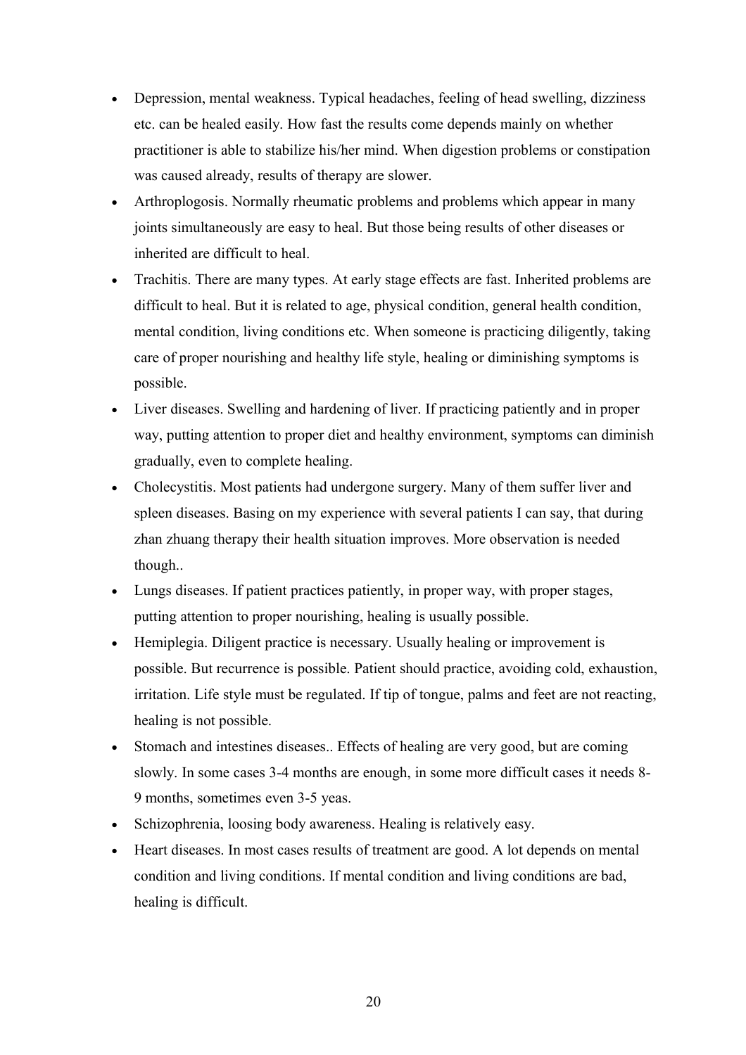- Depression, mental weakness. Typical headaches, feeling of head swelling, dizziness etc. can be healed easily. How fast the results come depends mainly on whether practitioner is able to stabilize his/her mind. When digestion problems or constipation was caused already, results of therapy are slower.
- Arthroplogosis. Normally rheumatic problems and problems which appear in many joints simultaneously are easy to heal. But those being results of other diseases or inherited are difficult to heal.
- Trachitis. There are many types. At early stage effects are fast. Inherited problems are difficult to heal. But it is related to age, physical condition, general health condition, mental condition, living conditions etc. When someone is practicing diligently, taking care of proper nourishing and healthy life style, healing or diminishing symptoms is possible.
- Liver diseases. Swelling and hardening of liver. If practicing patiently and in proper way, putting attention to proper diet and healthy environment, symptoms can diminish gradually, even to complete healing.
- Cholecystitis. Most patients had undergone surgery. Many of them suffer liver and spleen diseases. Basing on my experience with several patients I can say, that during zhan zhuang therapy their health situation improves. More observation is needed though..
- Lungs diseases. If patient practices patiently, in proper way, with proper stages, putting attention to proper nourishing, healing is usually possible.
- Hemiplegia. Diligent practice is necessary. Usually healing or improvement is possible. But recurrence is possible. Patient should practice, avoiding cold, exhaustion, irritation. Life style must be regulated. If tip of tongue, palms and feet are not reacting, healing is not possible.
- Stomach and intestines diseases.. Effects of healing are very good, but are coming slowly. In some cases 3-4 months are enough, in some more difficult cases it needs 8-9 months, sometimes even 3-5 yeas.
- Schizophrenia, loosing body awareness. Healing is relatively easy.
- Heart diseases. In most cases results of treatment are good. A lot depends on mental condition and living conditions. If mental condition and living conditions are bad, healing is difficult.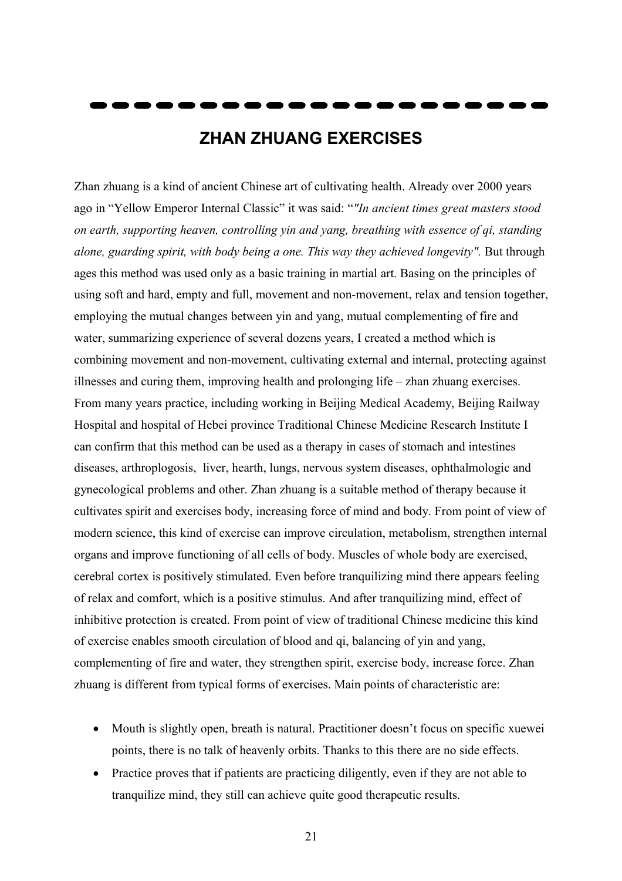## ZHAN ZHUANG EXERCISES

Zhan zhuang is a kind of ancient Chinese art of cultivating health. Already over 2000 years ago in "Yellow Emperor Internal Classic" it was said: "*"In ancient times great masters stood on earth, supporting heaven, controlling yin and yang, breathing with essence of qi, standing alone, guarding spirit, with body being a one. This way they achieved longevity".* But through ages this method was used only as a basic training in martial art. Basing on the principles of using soft and hard, empty and full, movement and non-movement, relax and tension together, employing the mutual changes between yin and yang, mutual complementing of fire and water, summarizing experience of several dozens years, I created a method which is combining movement and non-movement, cultivating external and internal, protecting against illnesses and curing them, improving health and prolonging life – zhan zhuang exercises. From many years practice, including working in Beijing Medical Academy, Beijing Railway Hospital and hospital of Hebei province Traditional Chinese Medicine Research Institute I can confirm that this method can be used as a therapy in cases of stomach and intestines diseases, arthroplogosis, liver, hearth, lungs, nervous system diseases, ophthalmologic and gynecological problems and other. Zhan zhuang is a suitable method of therapy because it cultivates spirit and exercises body, increasing force of mind and body. From point of view of modern science, this kind of exercise can improve circulation, metabolism, strengthen internal organs and improve functioning of all cells of body. Muscles of whole body are exercised, cerebral cortex is positively stimulated. Even before tranquilizing mind there appears feeling of relax and comfort, which is a positive stimulus. And after tranquilizing mind, effect of inhibitive protection is created. From point of view of traditional Chinese medicine this kind of exercise enables smooth circulation of blood and qi, balancing of yin and yang, complementing of fire and water, they strengthen spirit, exercise body, increase force. Zhan zhuang is different from typical forms of exercises. Main points of characteristic are:

- Mouth is slightly open, breath is natural. Practitioner doesn't focus on specific xuewei points, there is no talk of heavenly orbits. Thanks to this there are no side effects.
- Practice proves that if patients are practicing diligently, even if they are not able to tranquilize mind, they still can achieve quite good therapeutic results.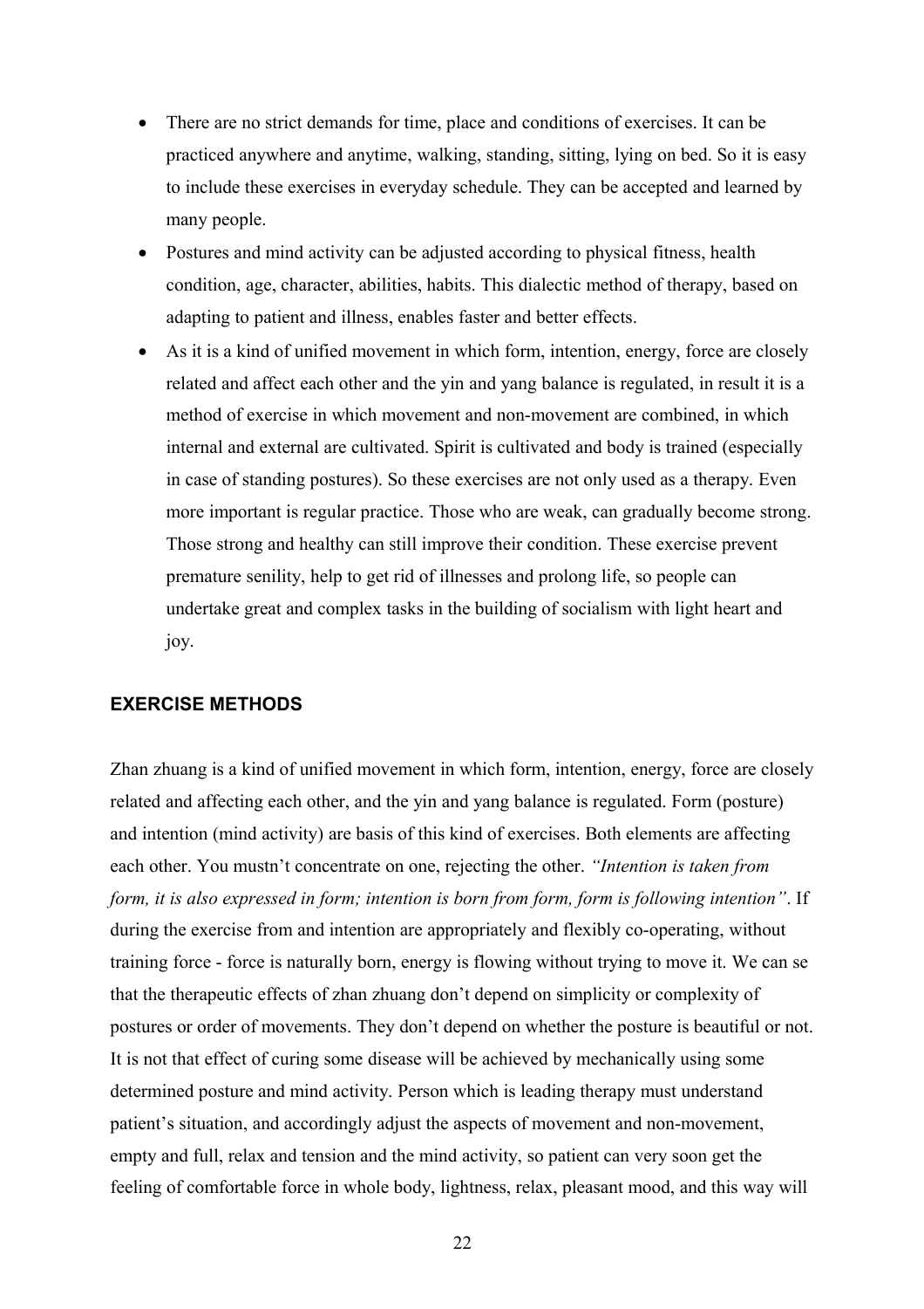- There are no strict demands for time, place and conditions of exercises. It can be practiced anywhere and anytime, walking, standing, sitting, lying on bed. So it is easy to include these exercises in everyday schedule. They can be accepted and learned by many people.
- Postures and mind activity can be adjusted according to physical fitness, health condition, age, character, abilities, habits. This dialectic method of therapy, based on adapting to patient and illness, enables faster and better effects.
- As it is a kind of unified movement in which form, intention, energy, force are closely related and affect each other and the yin and yang balance is regulated, in result it is a method of exercise in which movement and non-movement are combined, in which internal and external are cultivated. Spirit is cultivated and body is trained (especially in case of standing postures). So these exercises are not only used as a therapy. Even more important is regular practice. Those who are weak, can gradually become strong. Those strong and healthy can still improve their condition. These exercise prevent premature senility, help to get rid of illnesses and prolong life, so people can undertake great and complex tasks in the building of socialism with light heart and joy.

### EXERCISE METHODS

Zhan zhuang is a kind of unified movement in which form, intention, energy, force are closely related and affecting each other, and the yin and yang balance is regulated. Form (posture) and intention (mind activity) are basis of this kind of exercises. Both elements are affecting each other. You mustn't concentrate on one, rejecting the other. *"Intention is taken from form, it is also expressed in form; intention is born from form, form is following intention"*. If during the exercise from and intention are appropriately and flexibly co-operating, without training force - force is naturally born, energy is flowing without trying to move it. We can se that the therapeutic effects of zhan zhuang don't depend on simplicity or complexity of postures or order of movements. They don't depend on whether the posture is beautiful or not. It is not that effect of curing some disease will be achieved by mechanically using some determined posture and mind activity. Person which is leading therapy must understand patient's situation, and accordingly adjust the aspects of movement and non-movement, empty and full, relax and tension and the mind activity, so patient can very soon get the feeling of comfortable force in whole body, lightness, relax, pleasant mood, and this way will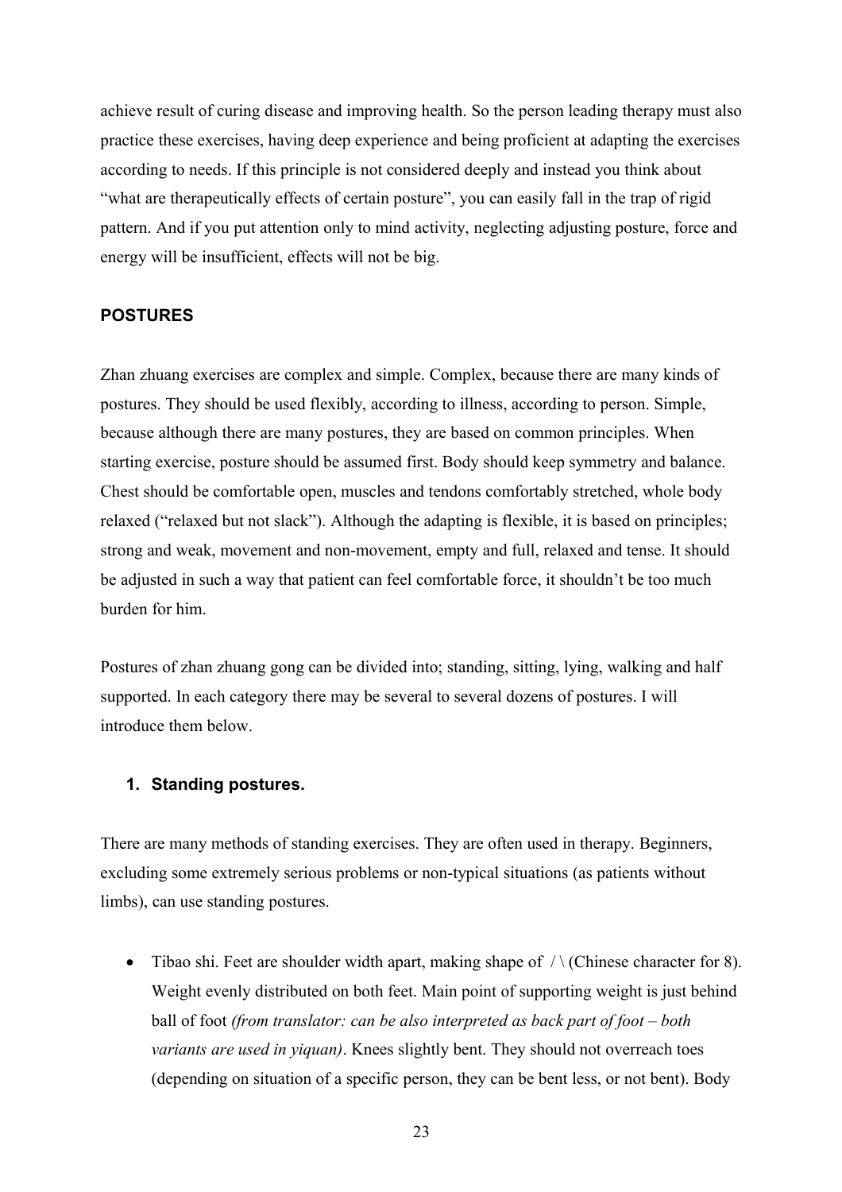achieve result of curing disease and improving health. So the person leading therapy must also practice these exercises, having deep experience and being proficient at adapting the exercises according to needs. If this principle is not considered deeply and instead you think about "what are therapeutically effects of certain posture", you can easily fall in the trap of rigid pattern. And if you put attention only to mind activity, neglecting adjusting posture, force and energy will be insufficient, effects will not be big.

## POSTURES

Zhan zhuang exercises are complex and simple. Complex, because there are many kinds of postures. They should be used flexibly, according to illness, according to person. Simple, because although there are many postures, they are based on common principles. When starting exercise, posture should be assumed first. Body should keep symmetry and balance. Chest should be comfortable open, muscles and tendons comfortably stretched, whole body relaxed ("relaxed but not slack"). Although the adapting is flexible, it is based on principles; strong and weak, movement and non-movement, empty and full, relaxed and tense. It should be adjusted in such a way that patient can feel comfortable force, it shouldn't be too much burden for him.

Postures of zhan zhuang gong can be divided into; standing, sitting, lying, walking and half supported. In each category there may be several to several dozens of postures. I will introduce them below.

### 1. Standing postures.

There are many methods of standing exercises. They are often used in therapy. Beginners, excluding some extremely serious problems or non-typical situations (as patients without limbs), can use standing postures.

- Tibao shi. Feet are shoulder width apart, making shape of / \ (Chinese character for 8). Weight evenly distributed on both feet. Main point of supporting weight is just behind ball of foot *(from translator: can be also interpreted as back part of foot – both variants are used in yiquan)*. Knees slightly bent. They should not overreach toes (depending on situation of a specific person, they can be bent less, or not bent). Body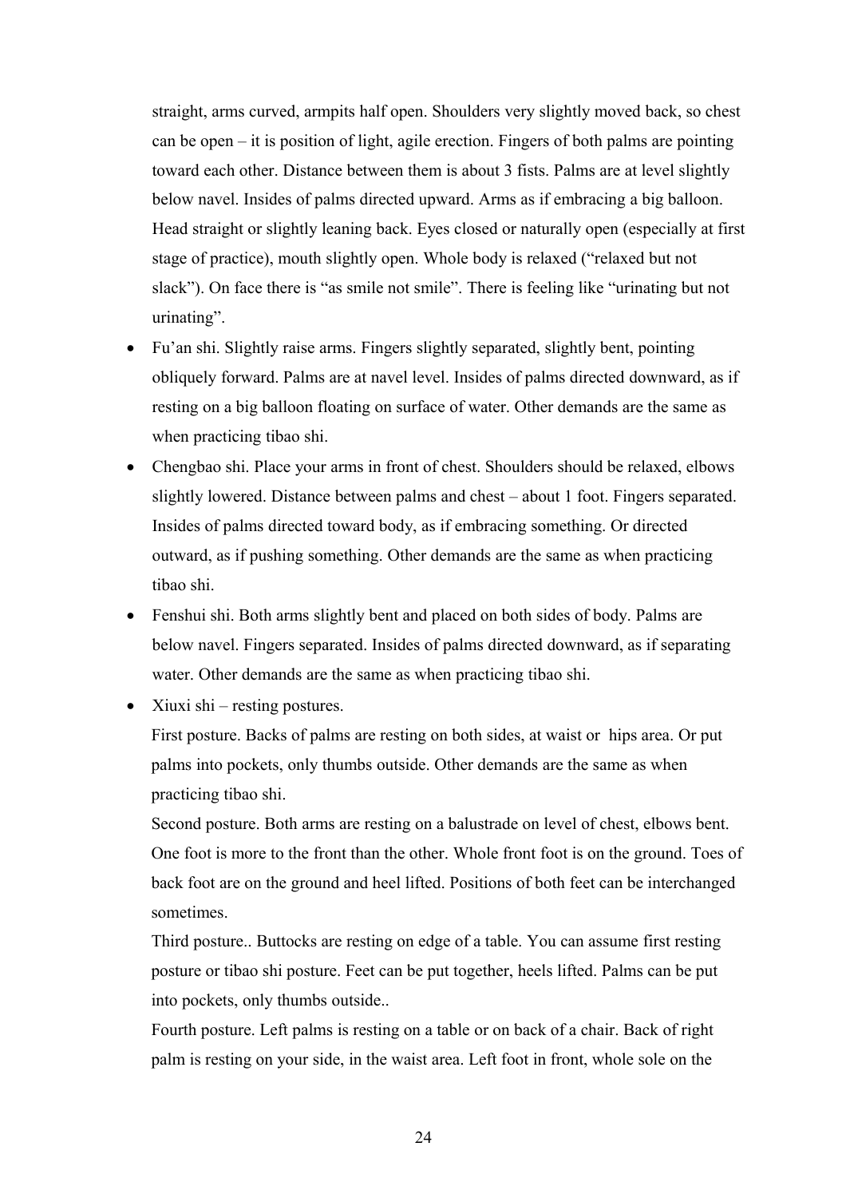straight, arms curved, armpits half open. Shoulders very slightly moved back, so chest can be open – it is position of light, agile erection. Fingers of both palms are pointing toward each other. Distance between them is about 3 fists. Palms are at level slightly below navel. Insides of palms directed upward. Arms as if embracing a big balloon. Head straight or slightly leaning back. Eyes closed or naturally open (especially at first stage of practice), mouth slightly open. Whole body is relaxed ("relaxed but not slack"). On face there is "as smile not smile". There is feeling like "urinating but not urinating".

- Fu'an shi. Slightly raise arms. Fingers slightly separated, slightly bent, pointing obliquely forward. Palms are at navel level. Insides of palms directed downward, as if resting on a big balloon floating on surface of water. Other demands are the same as when practicing tibao shi.
- Chengbao shi. Place your arms in front of chest. Shoulders should be relaxed, elbows slightly lowered. Distance between palms and chest – about 1 foot. Fingers separated. Insides of palms directed toward body, as if embracing something. Or directed outward, as if pushing something. Other demands are the same as when practicing tibao shi.
- Fenshui shi. Both arms slightly bent and placed on both sides of body. Palms are below navel. Fingers separated. Insides of palms directed downward, as if separating water. Other demands are the same as when practicing tibao shi.
- Xiuxi shi – resting postures.

  First posture. Backs of palms are resting on both sides, at waist or hips area. Or put palms into pockets, only thumbs outside. Other demands are the same as when practicing tibao shi.

  Second posture. Both arms are resting on a balustrade on level of chest, elbows bent. One foot is more to the front than the other. Whole front foot is on the ground. Toes of back foot are on the ground and heel lifted. Positions of both feet can be interchanged sometimes.

  Third posture.. Buttocks are resting on edge of a table. You can assume first resting posture or tibao shi posture. Feet can be put together, heels lifted. Palms can be put into pockets, only thumbs outside..

  Fourth posture. Left palms is resting on a table or on back of a chair. Back of right palm is resting on your side, in the waist area. Left foot in front, whole sole on the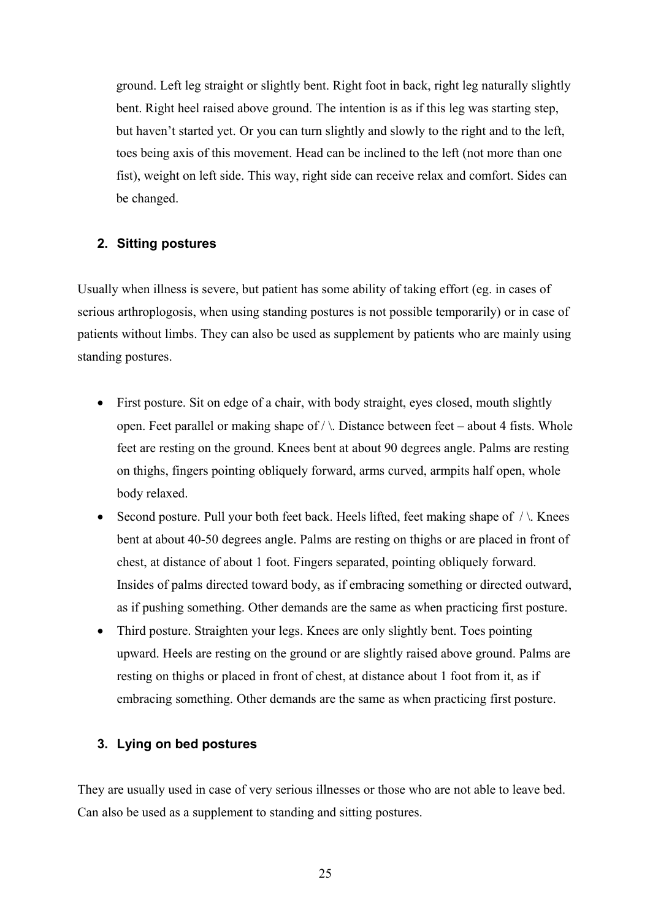ground. Left leg straight or slightly bent. Right foot in back, right leg naturally slightly bent. Right heel raised above ground. The intention is as if this leg was starting step, but haven't started yet. Or you can turn slightly and slowly to the right and to the left, toes being axis of this movement. Head can be inclined to the left (not more than one fist), weight on left side. This way, right side can receive relax and comfort. Sides can be changed.

## 2. Sitting postures

Usually when illness is severe, but patient has some ability of taking effort (eg. in cases of serious arthroplogosis, when using standing postures is not possible temporarily) or in case of patients without limbs. They can also be used as supplement by patients who are mainly using standing postures.

- First posture. Sit on edge of a chair, with body straight, eyes closed, mouth slightly open. Feet parallel or making shape of / \. Distance between feet – about 4 fists. Whole feet are resting on the ground. Knees bent at about 90 degrees angle. Palms are resting on thighs, fingers pointing obliquely forward, arms curved, armpits half open, whole body relaxed.
- Second posture. Pull your both feet back. Heels lifted, feet making shape of / \. Knees bent at about 40-50 degrees angle. Palms are resting on thighs or are placed in front of chest, at distance of about 1 foot. Fingers separated, pointing obliquely forward. Insides of palms directed toward body, as if embracing something or directed outward, as if pushing something. Other demands are the same as when practicing first posture.
- Third posture. Straighten your legs. Knees are only slightly bent. Toes pointing upward. Heels are resting on the ground or are slightly raised above ground. Palms are resting on thighs or placed in front of chest, at distance about 1 foot from it, as if embracing something. Other demands are the same as when practicing first posture.

## 3. Lying on bed postures

They are usually used in case of very serious illnesses or those who are not able to leave bed. Can also be used as a supplement to standing and sitting postures.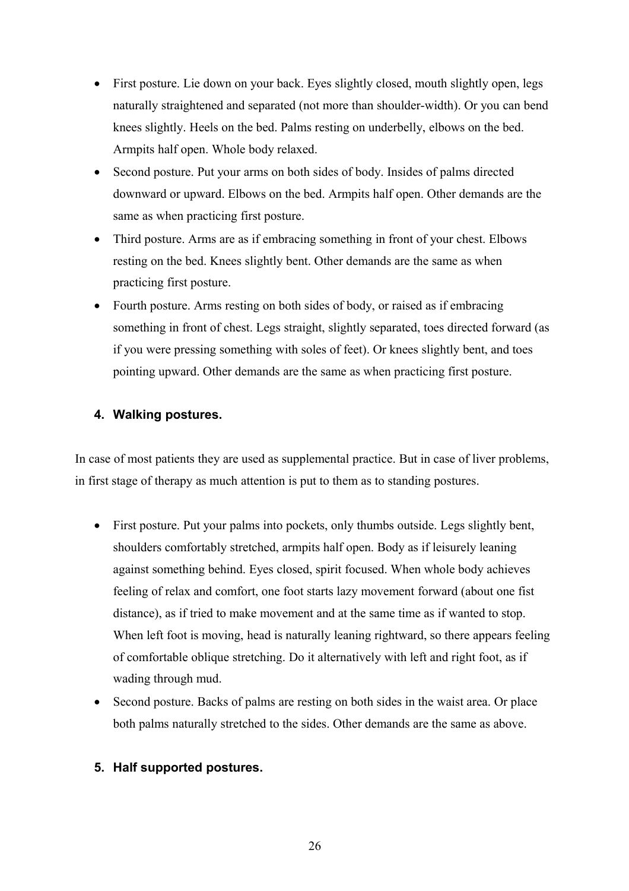- First posture. Lie down on your back. Eyes slightly closed, mouth slightly open, legs naturally straightened and separated (not more than shoulder-width). Or you can bend knees slightly. Heels on the bed. Palms resting on underbelly, elbows on the bed. Armpits half open. Whole body relaxed.
- Second posture. Put your arms on both sides of body. Insides of palms directed downward or upward. Elbows on the bed. Armpits half open. Other demands are the same as when practicing first posture.
- Third posture. Arms are as if embracing something in front of your chest. Elbows resting on the bed. Knees slightly bent. Other demands are the same as when practicing first posture.
- Fourth posture. Arms resting on both sides of body, or raised as if embracing something in front of chest. Legs straight, slightly separated, toes directed forward (as if you were pressing something with soles of feet). Or knees slightly bent, and toes pointing upward. Other demands are the same as when practicing first posture.

### 4. Walking postures.

In case of most patients they are used as supplemental practice. But in case of liver problems, in first stage of therapy as much attention is put to them as to standing postures.

- First posture. Put your palms into pockets, only thumbs outside. Legs slightly bent, shoulders comfortably stretched, armpits half open. Body as if leisurely leaning against something behind. Eyes closed, spirit focused. When whole body achieves feeling of relax and comfort, one foot starts lazy movement forward (about one fist distance), as if tried to make movement and at the same time as if wanted to stop. When left foot is moving, head is naturally leaning rightward, so there appears feeling of comfortable oblique stretching. Do it alternatively with left and right foot, as if wading through mud.
- Second posture. Backs of palms are resting on both sides in the waist area. Or place both palms naturally stretched to the sides. Other demands are the same as above.

### 5. Half supported postures.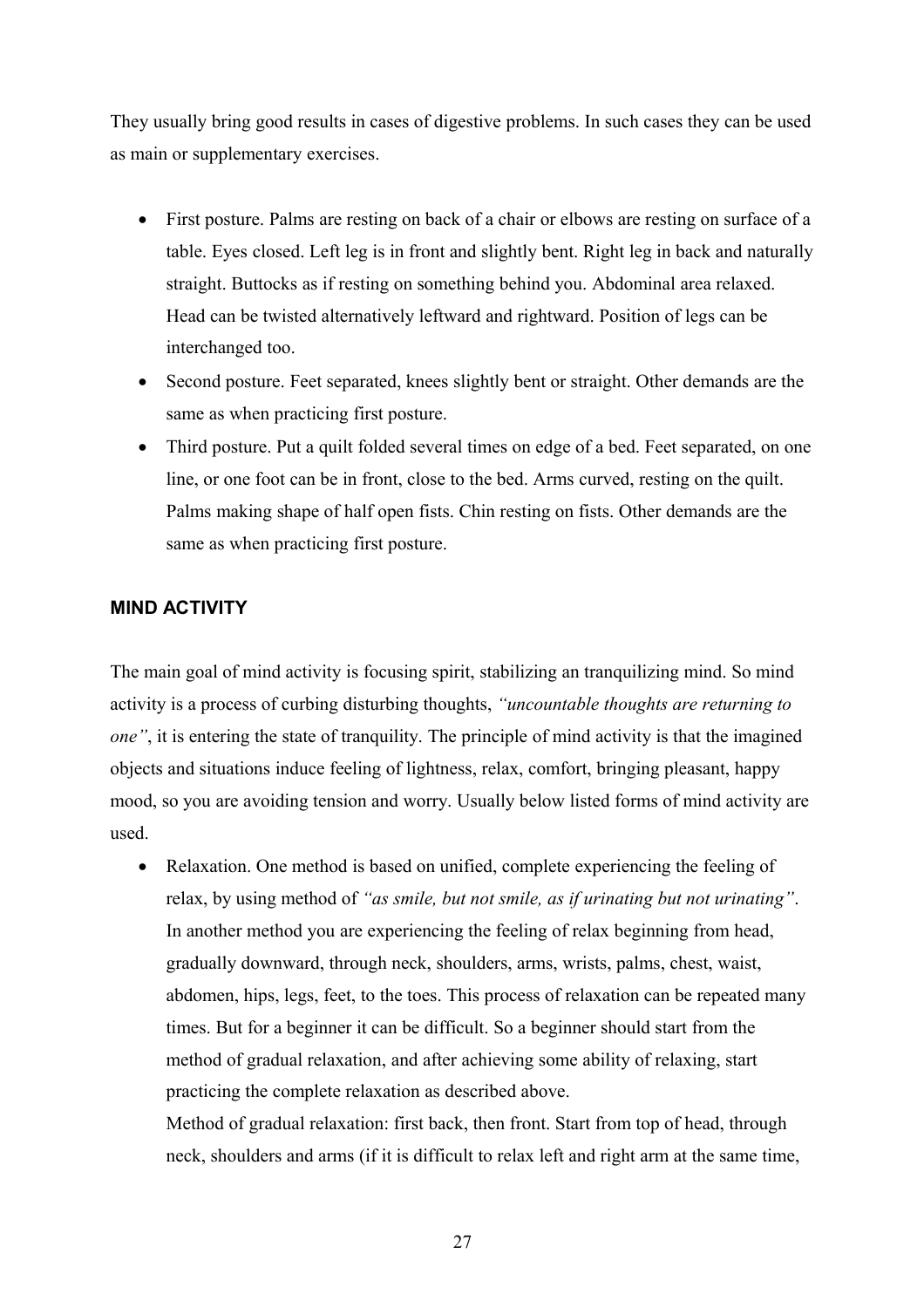They usually bring good results in cases of digestive problems. In such cases they can be used as main or supplementary exercises.

- First posture. Palms are resting on back of a chair or elbows are resting on surface of a table. Eyes closed. Left leg is in front and slightly bent. Right leg in back and naturally straight. Buttocks as if resting on something behind you. Abdominal area relaxed. Head can be twisted alternatively leftward and rightward. Position of legs can be interchanged too.
- Second posture. Feet separated, knees slightly bent or straight. Other demands are the same as when practicing first posture.
- Third posture. Put a quilt folded several times on edge of a bed. Feet separated, on one line, or one foot can be in front, close to the bed. Arms curved, resting on the quilt. Palms making shape of half open fists. Chin resting on fists. Other demands are the same as when practicing first posture.

### MIND ACTIVITY

The main goal of mind activity is focusing spirit, stabilizing an tranquilizing mind. So mind activity is a process of curbing disturbing thoughts, *"uncountable thoughts are returning to one"*, it is entering the state of tranquility. The principle of mind activity is that the imagined objects and situations induce feeling of lightness, relax, comfort, bringing pleasant, happy mood, so you are avoiding tension and worry. Usually below listed forms of mind activity are used.

- Relaxation. One method is based on unified, complete experiencing the feeling of relax, by using method of *"as smile, but not smile, as if urinating but not urinating"*. In another method you are experiencing the feeling of relax beginning from head, gradually downward, through neck, shoulders, arms, wrists, palms, chest, waist, abdomen, hips, legs, feet, to the toes. This process of relaxation can be repeated many times. But for a beginner it can be difficult. So a beginner should start from the method of gradual relaxation, and after achieving some ability of relaxing, start practicing the complete relaxation as described above.

  Method of gradual relaxation: first back, then front. Start from top of head, through neck, shoulders and arms (if it is difficult to relax left and right arm at the same time,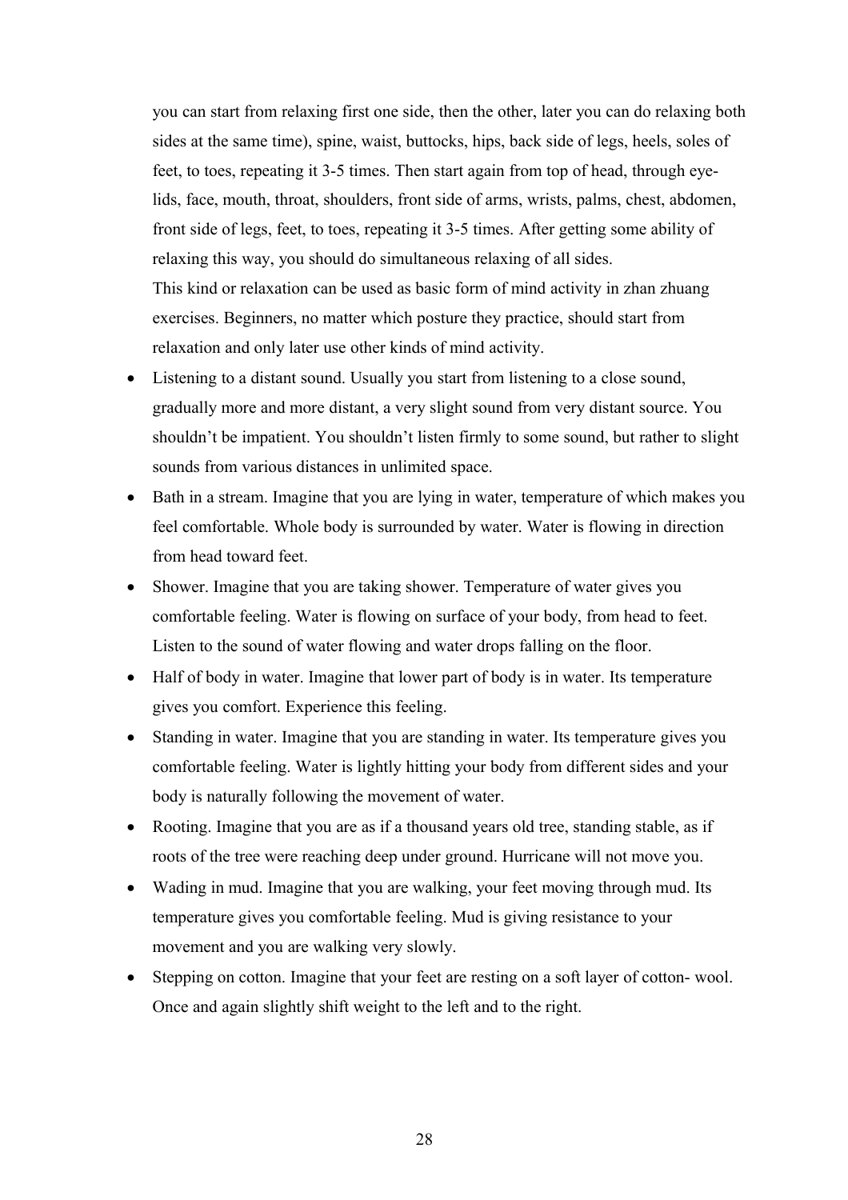you can start from relaxing first one side, then the other, later you can do relaxing both sides at the same time), spine, waist, buttocks, hips, back side of legs, heels, soles of feet, to toes, repeating it 3-5 times. Then start again from top of head, through eye-lids, face, mouth, throat, shoulders, front side of arms, wrists, palms, chest, abdomen, front side of legs, feet, to toes, repeating it 3-5 times. After getting some ability of relaxing this way, you should do simultaneous relaxing of all sides.
  This kind or relaxation can be used as basic form of mind activity in zhan zhuang exercises. Beginners, no matter which posture they practice, should start from relaxation and only later use other kinds of mind activity.

- Listening to a distant sound. Usually you start from listening to a close sound, gradually more and more distant, a very slight sound from very distant source. You shouldn't be impatient. You shouldn't listen firmly to some sound, but rather to slight sounds from various distances in unlimited space.
- Bath in a stream. Imagine that you are lying in water, temperature of which makes you feel comfortable. Whole body is surrounded by water. Water is flowing in direction from head toward feet.
- Shower. Imagine that you are taking shower. Temperature of water gives you comfortable feeling. Water is flowing on surface of your body, from head to feet. Listen to the sound of water flowing and water drops falling on the floor.
- Half of body in water. Imagine that lower part of body is in water. Its temperature gives you comfort. Experience this feeling.
- Standing in water. Imagine that you are standing in water. Its temperature gives you comfortable feeling. Water is lightly hitting your body from different sides and your body is naturally following the movement of water.
- Rooting. Imagine that you are as if a thousand years old tree, standing stable, as if roots of the tree were reaching deep under ground. Hurricane will not move you.
- Wading in mud. Imagine that you are walking, your feet moving through mud. Its temperature gives you comfortable feeling. Mud is giving resistance to your movement and you are walking very slowly.
- Stepping on cotton. Imagine that your feet are resting on a soft layer of cotton- wool. Once and again slightly shift weight to the left and to the right.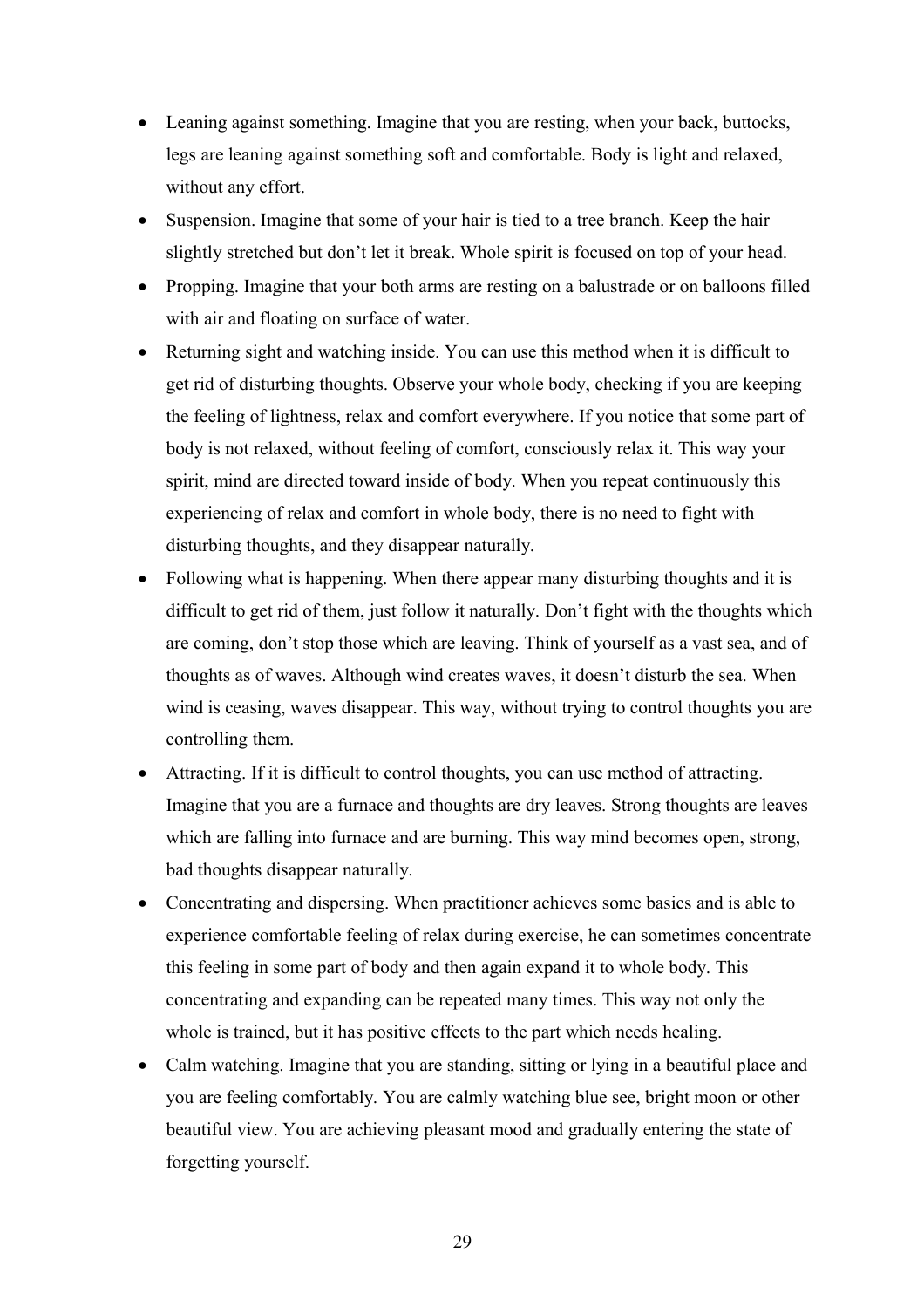- Leaning against something. Imagine that you are resting, when your back, buttocks, legs are leaning against something soft and comfortable. Body is light and relaxed, without any effort.
- Suspension. Imagine that some of your hair is tied to a tree branch. Keep the hair slightly stretched but don't let it break. Whole spirit is focused on top of your head.
- Propping. Imagine that your both arms are resting on a balustrade or on balloons filled with air and floating on surface of water.
- Returning sight and watching inside. You can use this method when it is difficult to get rid of disturbing thoughts. Observe your whole body, checking if you are keeping the feeling of lightness, relax and comfort everywhere. If you notice that some part of body is not relaxed, without feeling of comfort, consciously relax it. This way your spirit, mind are directed toward inside of body. When you repeat continuously this experiencing of relax and comfort in whole body, there is no need to fight with disturbing thoughts, and they disappear naturally.
- Following what is happening. When there appear many disturbing thoughts and it is difficult to get rid of them, just follow it naturally. Don't fight with the thoughts which are coming, don't stop those which are leaving. Think of yourself as a vast sea, and of thoughts as of waves. Although wind creates waves, it doesn't disturb the sea. When wind is ceasing, waves disappear. This way, without trying to control thoughts you are controlling them.
- Attracting. If it is difficult to control thoughts, you can use method of attracting. Imagine that you are a furnace and thoughts are dry leaves. Strong thoughts are leaves which are falling into furnace and are burning. This way mind becomes open, strong, bad thoughts disappear naturally.
- Concentrating and dispersing. When practitioner achieves some basics and is able to experience comfortable feeling of relax during exercise, he can sometimes concentrate this feeling in some part of body and then again expand it to whole body. This concentrating and expanding can be repeated many times. This way not only the whole is trained, but it has positive effects to the part which needs healing.
- Calm watching. Imagine that you are standing, sitting or lying in a beautiful place and you are feeling comfortably. You are calmly watching blue see, bright moon or other beautiful view. You are achieving pleasant mood and gradually entering the state of forgetting yourself.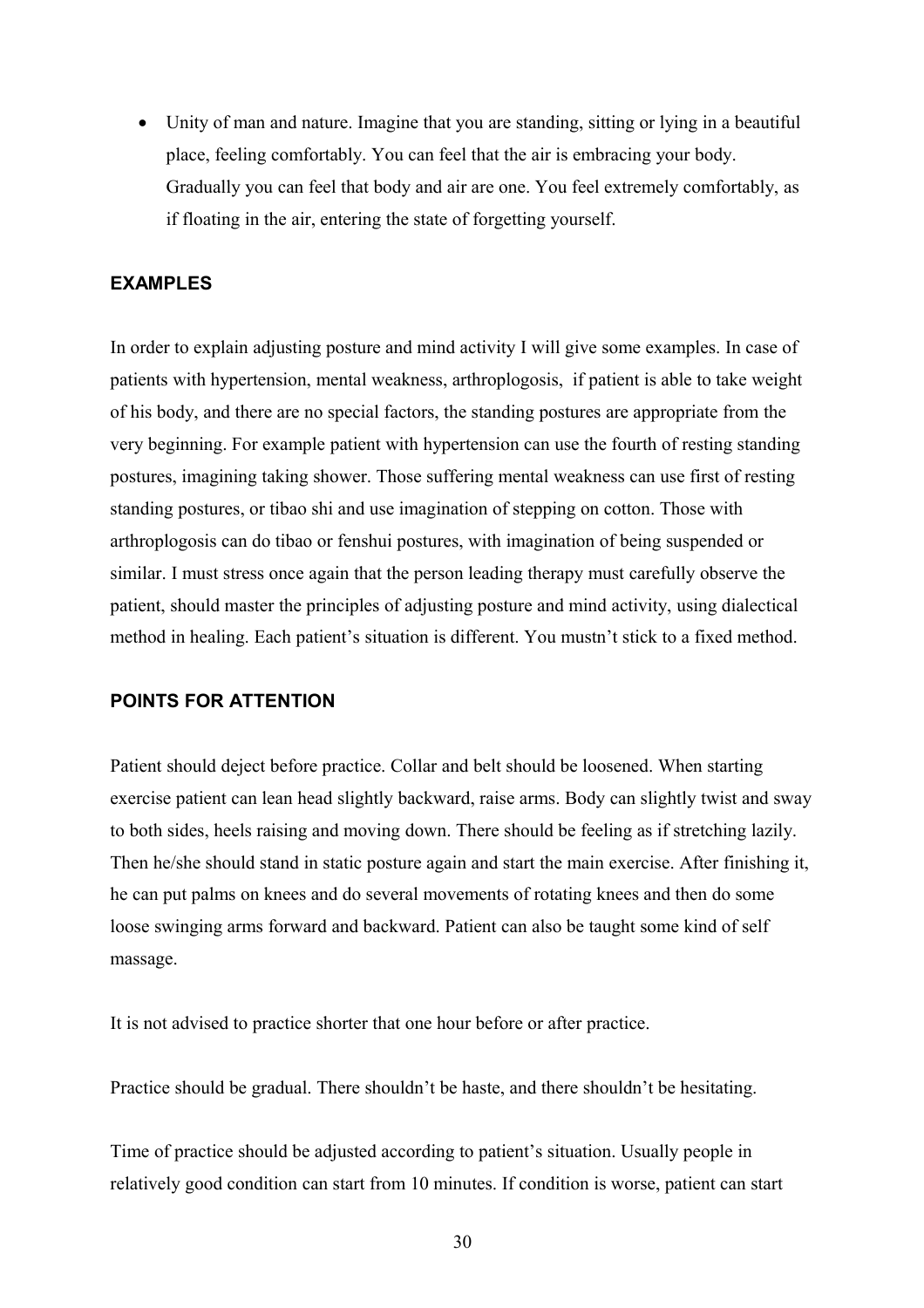- Unity of man and nature. Imagine that you are standing, sitting or lying in a beautiful place, feeling comfortably. You can feel that the air is embracing your body. Gradually you can feel that body and air are one. You feel extremely comfortably, as if floating in the air, entering the state of forgetting yourself.

## EXAMPLES

In order to explain adjusting posture and mind activity I will give some examples. In case of patients with hypertension, mental weakness, arthroplogosis, if patient is able to take weight of his body, and there are no special factors, the standing postures are appropriate from the very beginning. For example patient with hypertension can use the fourth of resting standing postures, imagining taking shower. Those suffering mental weakness can use first of resting standing postures, or tibao shi and use imagination of stepping on cotton. Those with arthroplogosis can do tibao or fenshui postures, with imagination of being suspended or similar. I must stress once again that the person leading therapy must carefully observe the patient, should master the principles of adjusting posture and mind activity, using dialectical method in healing. Each patient's situation is different. You mustn't stick to a fixed method.

## POINTS FOR ATTENTION

Patient should deject before practice. Collar and belt should be loosened. When starting exercise patient can lean head slightly backward, raise arms. Body can slightly twist and sway to both sides, heels raising and moving down. There should be feeling as if stretching lazily. Then he/she should stand in static posture again and start the main exercise. After finishing it, he can put palms on knees and do several movements of rotating knees and then do some loose swinging arms forward and backward. Patient can also be taught some kind of self massage.

It is not advised to practice shorter that one hour before or after practice.

Practice should be gradual. There shouldn't be haste, and there shouldn't be hesitating.

Time of practice should be adjusted according to patient's situation. Usually people in relatively good condition can start from 10 minutes. If condition is worse, patient can start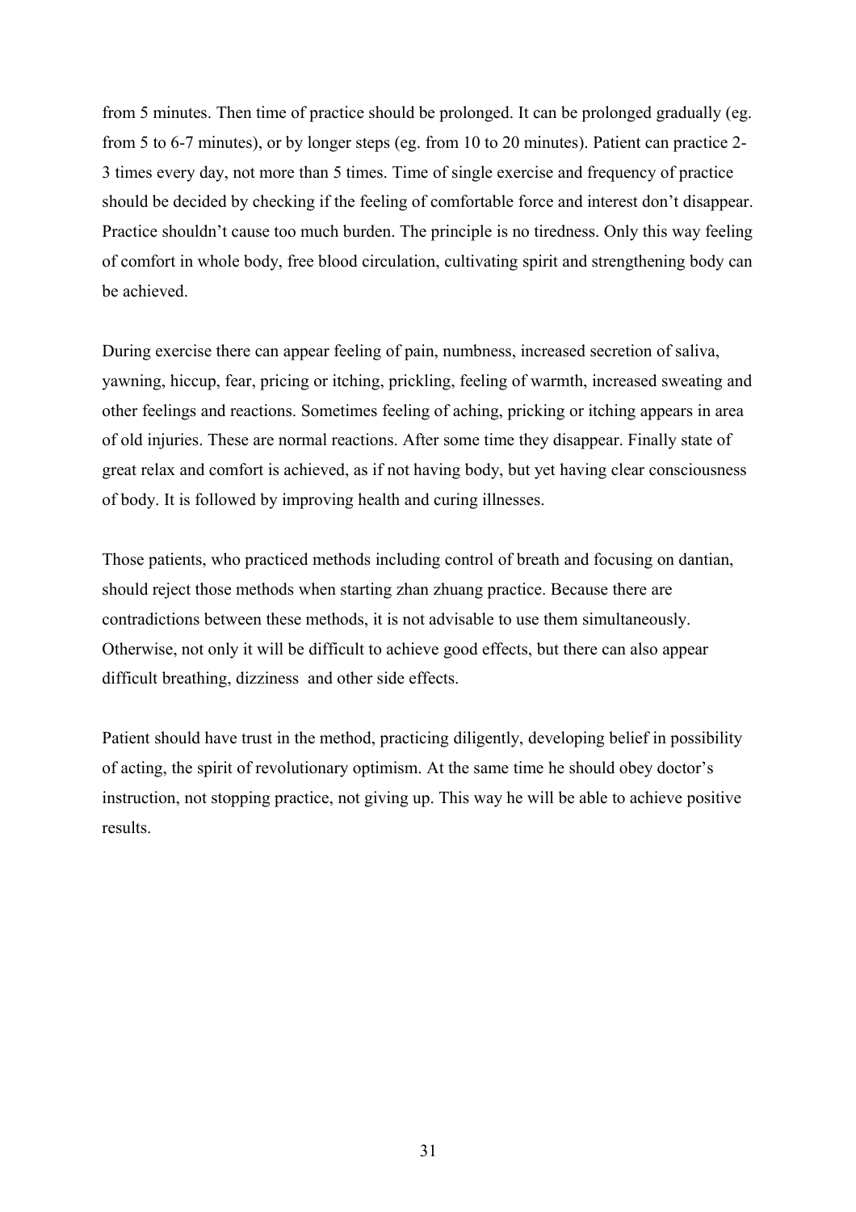from 5 minutes. Then time of practice should be prolonged. It can be prolonged gradually (eg. from 5 to 6-7 minutes), or by longer steps (eg. from 10 to 20 minutes). Patient can practice 2-3 times every day, not more than 5 times. Time of single exercise and frequency of practice should be decided by checking if the feeling of comfortable force and interest don't disappear. Practice shouldn't cause too much burden. The principle is no tiredness. Only this way feeling of comfort in whole body, free blood circulation, cultivating spirit and strengthening body can be achieved.

During exercise there can appear feeling of pain, numbness, increased secretion of saliva, yawning, hiccup, fear, pricing or itching, prickling, feeling of warmth, increased sweating and other feelings and reactions. Sometimes feeling of aching, pricking or itching appears in area of old injuries. These are normal reactions. After some time they disappear. Finally state of great relax and comfort is achieved, as if not having body, but yet having clear consciousness of body. It is followed by improving health and curing illnesses.

Those patients, who practiced methods including control of breath and focusing on dantian, should reject those methods when starting zhan zhuang practice. Because there are contradictions between these methods, it is not advisable to use them simultaneously. Otherwise, not only it will be difficult to achieve good effects, but there can also appear difficult breathing, dizziness and other side effects.

Patient should have trust in the method, practicing diligently, developing belief in possibility of acting, the spirit of revolutionary optimism. At the same time he should obey doctor's instruction, not stopping practice, not giving up. This way he will be able to achieve positive results.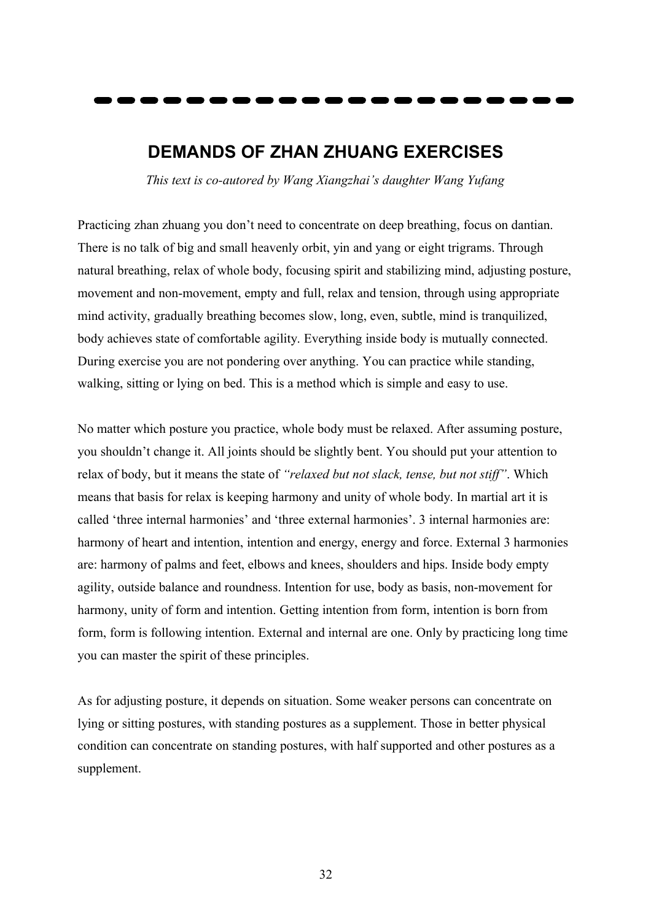## DEMANDS OF ZHAN ZHUANG EXERCISES

*This text is co-autored by Wang Xiangzhai's daughter Wang Yufang*

Practicing zhan zhuang you don't need to concentrate on deep breathing, focus on dantian. There is no talk of big and small heavenly orbit, yin and yang or eight trigrams. Through natural breathing, relax of whole body, focusing spirit and stabilizing mind, adjusting posture, movement and non-movement, empty and full, relax and tension, through using appropriate mind activity, gradually breathing becomes slow, long, even, subtle, mind is tranquilized, body achieves state of comfortable agility. Everything inside body is mutually connected. During exercise you are not pondering over anything. You can practice while standing, walking, sitting or lying on bed. This is a method which is simple and easy to use.

No matter which posture you practice, whole body must be relaxed. After assuming posture, you shouldn't change it. All joints should be slightly bent. You should put your attention to relax of body, but it means the state of *"relaxed but not slack, tense, but not stiff"*. Which means that basis for relax is keeping harmony and unity of whole body. In martial art it is called 'three internal harmonies' and 'three external harmonies'. 3 internal harmonies are: harmony of heart and intention, intention and energy, energy and force. External 3 harmonies are: harmony of palms and feet, elbows and knees, shoulders and hips. Inside body empty agility, outside balance and roundness. Intention for use, body as basis, non-movement for harmony, unity of form and intention. Getting intention from form, intention is born from form, form is following intention. External and internal are one. Only by practicing long time you can master the spirit of these principles.

As for adjusting posture, it depends on situation. Some weaker persons can concentrate on lying or sitting postures, with standing postures as a supplement. Those in better physical condition can concentrate on standing postures, with half supported and other postures as a supplement.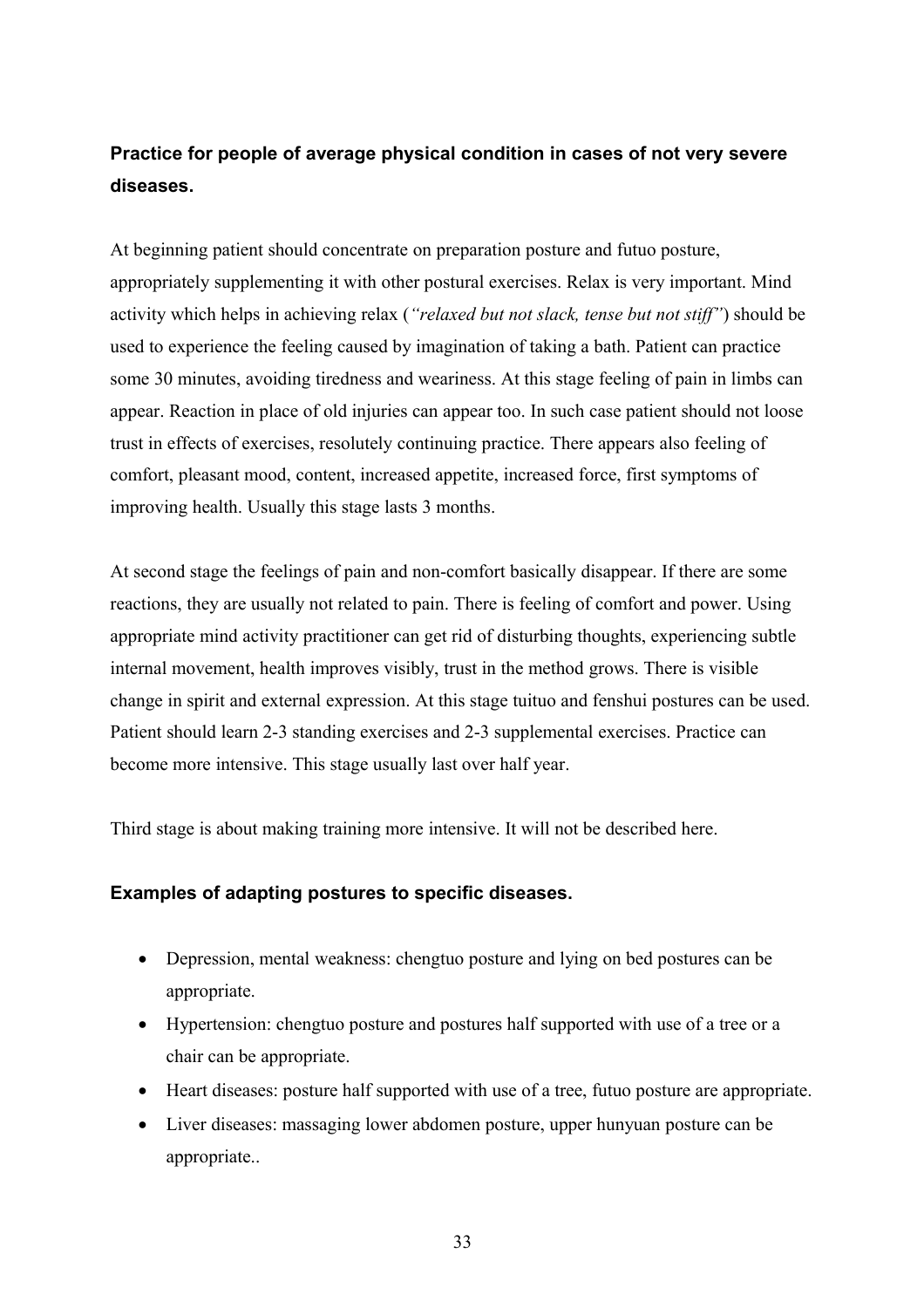### Practice for people of average physical condition in cases of not very severe diseases.

At beginning patient should concentrate on preparation posture and futuo posture, appropriately supplementing it with other postural exercises. Relax is very important. Mind activity which helps in achieving relax (*"relaxed but not slack, tense but not stiff"*) should be used to experience the feeling caused by imagination of taking a bath. Patient can practice some 30 minutes, avoiding tiredness and weariness. At this stage feeling of pain in limbs can appear. Reaction in place of old injuries can appear too. In such case patient should not loose trust in effects of exercises, resolutely continuing practice. There appears also feeling of comfort, pleasant mood, content, increased appetite, increased force, first symptoms of improving health. Usually this stage lasts 3 months.

At second stage the feelings of pain and non-comfort basically disappear. If there are some reactions, they are usually not related to pain. There is feeling of comfort and power. Using appropriate mind activity practitioner can get rid of disturbing thoughts, experiencing subtle internal movement, health improves visibly, trust in the method grows. There is visible change in spirit and external expression. At this stage tuituo and fenshui postures can be used. Patient should learn 2-3 standing exercises and 2-3 supplemental exercises. Practice can become more intensive. This stage usually last over half year.

Third stage is about making training more intensive. It will not be described here.

### Examples of adapting postures to specific diseases.

- Depression, mental weakness: chengtuo posture and lying on bed postures can be appropriate.
- Hypertension: chengtuo posture and postures half supported with use of a tree or a chair can be appropriate.
- Heart diseases: posture half supported with use of a tree, futuo posture are appropriate.
- Liver diseases: massaging lower abdomen posture, upper hunyuan posture can be appropriate..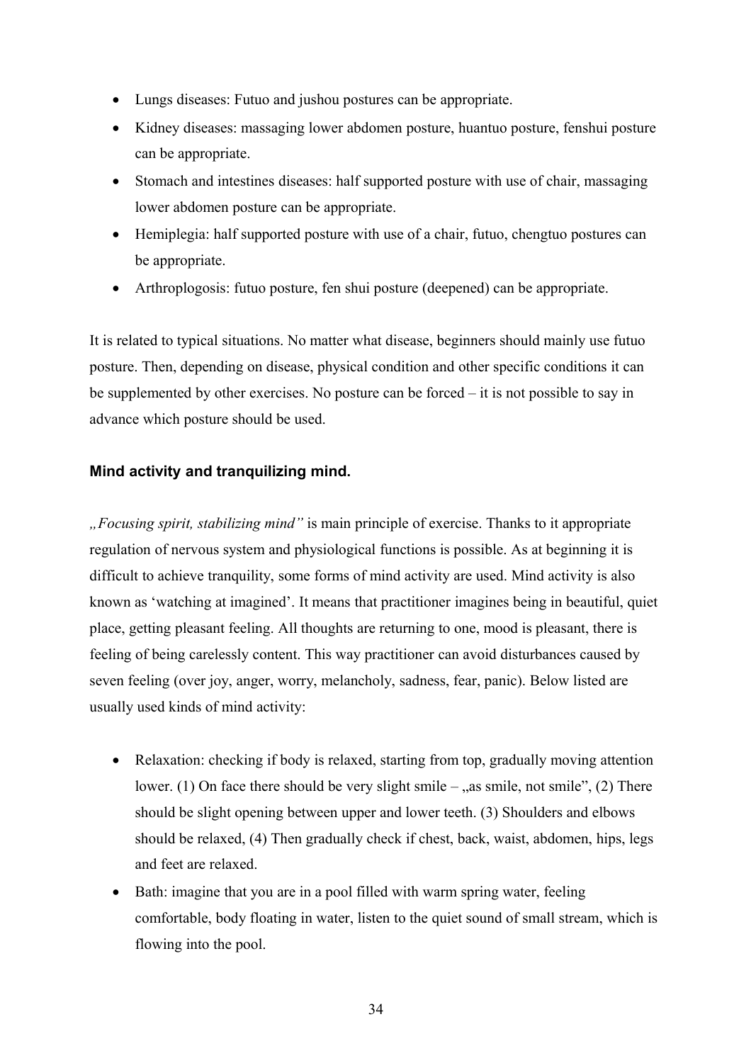- Lungs diseases: Futuo and jushou postures can be appropriate.
- Kidney diseases: massaging lower abdomen posture, huantuo posture, fenshui posture can be appropriate.
- Stomach and intestines diseases: half supported posture with use of chair, massaging lower abdomen posture can be appropriate.
- Hemiplegia: half supported posture with use of a chair, futuo, chengtuo postures can be appropriate.
- Arthroplogosis: futuo posture, fen shui posture (deepened) can be appropriate.

It is related to typical situations. No matter what disease, beginners should mainly use futuo posture. Then, depending on disease, physical condition and other specific conditions it can be supplemented by other exercises. No posture can be forced – it is not possible to say in advance which posture should be used.

### Mind activity and tranquilizing mind.

*„Focusing spirit, stabilizing mind"* is main principle of exercise. Thanks to it appropriate regulation of nervous system and physiological functions is possible. As at beginning it is difficult to achieve tranquility, some forms of mind activity are used. Mind activity is also known as 'watching at imagined'. It means that practitioner imagines being in beautiful, quiet place, getting pleasant feeling. All thoughts are returning to one, mood is pleasant, there is feeling of being carelessly content. This way practitioner can avoid disturbances caused by seven feeling (over joy, anger, worry, melancholy, sadness, fear, panic). Below listed are usually used kinds of mind activity:

- Relaxation: checking if body is relaxed, starting from top, gradually moving attention lower. (1) On face there should be very slight smile – „as smile, not smile", (2) There should be slight opening between upper and lower teeth. (3) Shoulders and elbows should be relaxed, (4) Then gradually check if chest, back, waist, abdomen, hips, legs and feet are relaxed.
- Bath: imagine that you are in a pool filled with warm spring water, feeling comfortable, body floating in water, listen to the quiet sound of small stream, which is flowing into the pool.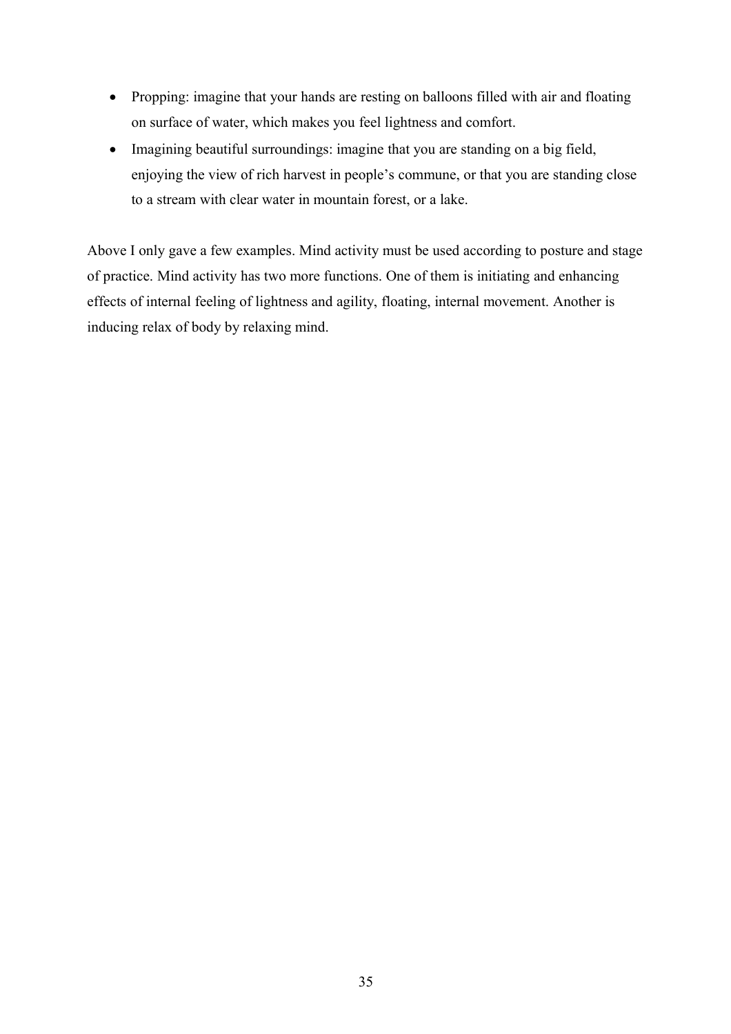- Propping: imagine that your hands are resting on balloons filled with air and floating on surface of water, which makes you feel lightness and comfort.
- Imagining beautiful surroundings: imagine that you are standing on a big field, enjoying the view of rich harvest in people's commune, or that you are standing close to a stream with clear water in mountain forest, or a lake.

Above I only gave a few examples. Mind activity must be used according to posture and stage of practice. Mind activity has two more functions. One of them is initiating and enhancing effects of internal feeling of lightness and agility, floating, internal movement. Another is inducing relax of body by relaxing mind.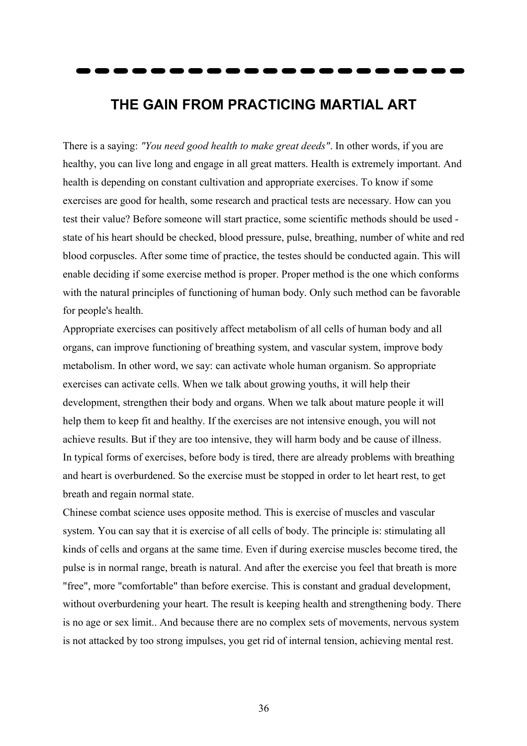## THE GAIN FROM PRACTICING MARTIAL ART

There is a saying: *"You need good health to make great deeds"*. In other words, if you are healthy, you can live long and engage in all great matters. Health is extremely important. And health is depending on constant cultivation and appropriate exercises. To know if some exercises are good for health, some research and practical tests are necessary. How can you test their value? Before someone will start practice, some scientific methods should be used - state of his heart should be checked, blood pressure, pulse, breathing, number of white and red blood corpuscles. After some time of practice, the testes should be conducted again. This will enable deciding if some exercise method is proper. Proper method is the one which conforms with the natural principles of functioning of human body. Only such method can be favorable for people's health.

Appropriate exercises can positively affect metabolism of all cells of human body and all organs, can improve functioning of breathing system, and vascular system, improve body metabolism. In other word, we say: can activate whole human organism. So appropriate exercises can activate cells. When we talk about growing youths, it will help their development, strengthen their body and organs. When we talk about mature people it will help them to keep fit and healthy. If the exercises are not intensive enough, you will not achieve results. But if they are too intensive, they will harm body and be cause of illness. In typical forms of exercises, before body is tired, there are already problems with breathing and heart is overburdened. So the exercise must be stopped in order to let heart rest, to get breath and regain normal state.

Chinese combat science uses opposite method. This is exercise of muscles and vascular system. You can say that it is exercise of all cells of body. The principle is: stimulating all kinds of cells and organs at the same time. Even if during exercise muscles become tired, the pulse is in normal range, breath is natural. And after the exercise you feel that breath is more "free", more "comfortable" than before exercise. This is constant and gradual development, without overburdening your heart. The result is keeping health and strengthening body. There is no age or sex limit.. And because there are no complex sets of movements, nervous system is not attacked by too strong impulses, you get rid of internal tension, achieving mental rest.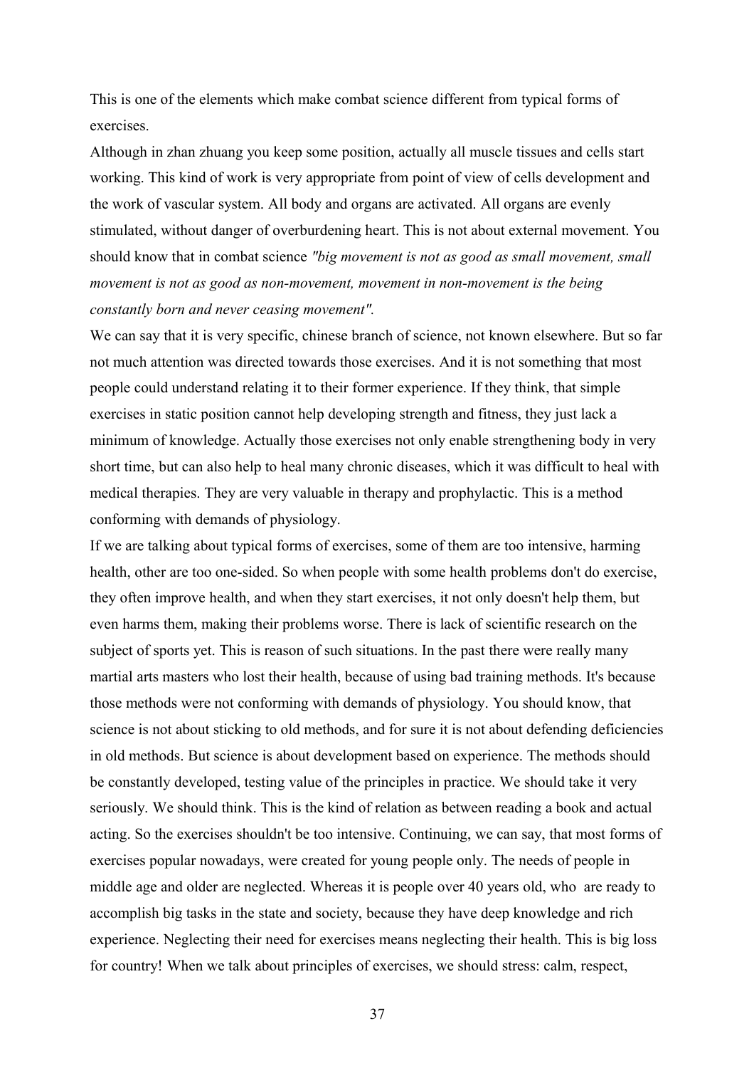This is one of the elements which make combat science different from typical forms of exercises.

Although in zhan zhuang you keep some position, actually all muscle tissues and cells start working. This kind of work is very appropriate from point of view of cells development and the work of vascular system. All body and organs are activated. All organs are evenly stimulated, without danger of overburdening heart. This is not about external movement. You should know that in combat science *"big movement is not as good as small movement, small movement is not as good as non-movement, movement in non-movement is the being constantly born and never ceasing movement".*

We can say that it is very specific, chinese branch of science, not known elsewhere. But so far not much attention was directed towards those exercises. And it is not something that most people could understand relating it to their former experience. If they think, that simple exercises in static position cannot help developing strength and fitness, they just lack a minimum of knowledge. Actually those exercises not only enable strengthening body in very short time, but can also help to heal many chronic diseases, which it was difficult to heal with medical therapies. They are very valuable in therapy and prophylactic. This is a method conforming with demands of physiology.

If we are talking about typical forms of exercises, some of them are too intensive, harming health, other are too one-sided. So when people with some health problems don't do exercise, they often improve health, and when they start exercises, it not only doesn't help them, but even harms them, making their problems worse. There is lack of scientific research on the subject of sports yet. This is reason of such situations. In the past there were really many martial arts masters who lost their health, because of using bad training methods. It's because those methods were not conforming with demands of physiology. You should know, that science is not about sticking to old methods, and for sure it is not about defending deficiencies in old methods. But science is about development based on experience. The methods should be constantly developed, testing value of the principles in practice. We should take it very seriously. We should think. This is the kind of relation as between reading a book and actual acting. So the exercises shouldn't be too intensive. Continuing, we can say, that most forms of exercises popular nowadays, were created for young people only. The needs of people in middle age and older are neglected. Whereas it is people over 40 years old, who are ready to accomplish big tasks in the state and society, because they have deep knowledge and rich experience. Neglecting their need for exercises means neglecting their health. This is big loss for country! When we talk about principles of exercises, we should stress: calm, respect,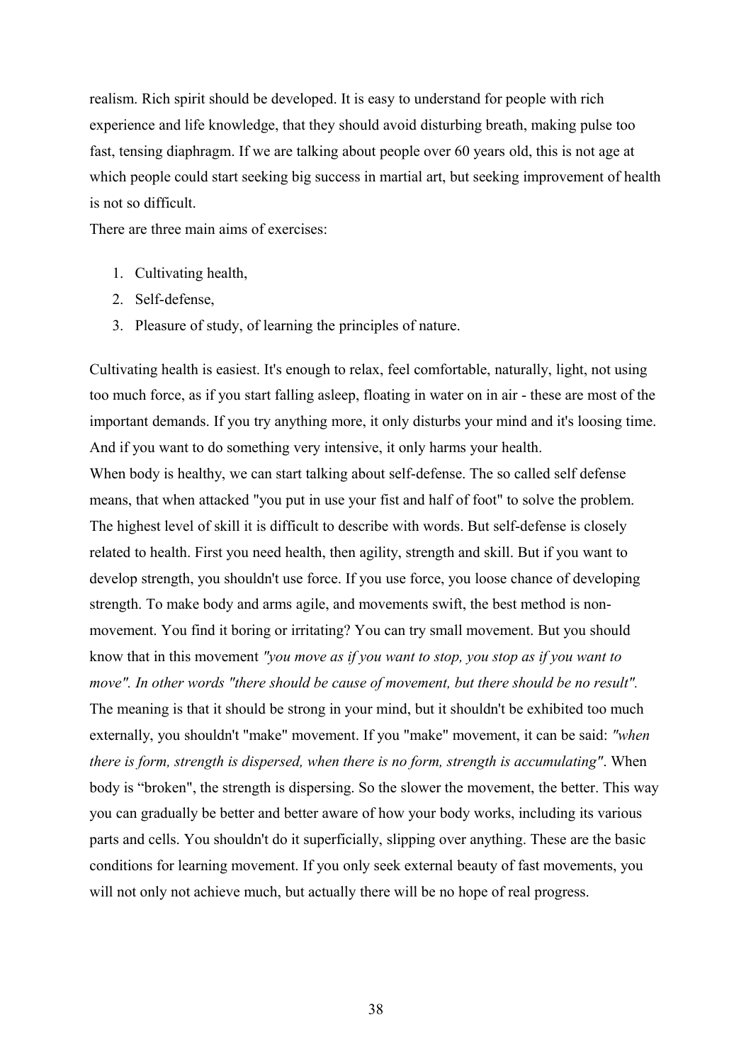realism. Rich spirit should be developed. It is easy to understand for people with rich experience and life knowledge, that they should avoid disturbing breath, making pulse too fast, tensing diaphragm. If we are talking about people over 60 years old, this is not age at which people could start seeking big success in martial art, but seeking improvement of health is not so difficult.

There are three main aims of exercises:

1. Cultivating health,
2. Self-defense,
3. Pleasure of study, of learning the principles of nature.

Cultivating health is easiest. It's enough to relax, feel comfortable, naturally, light, not using too much force, as if you start falling asleep, floating in water on in air - these are most of the important demands. If you try anything more, it only disturbs your mind and it's loosing time. And if you want to do something very intensive, it only harms your health.

When body is healthy, we can start talking about self-defense. The so called self defense means, that when attacked "you put in use your fist and half of foot" to solve the problem. The highest level of skill it is difficult to describe with words. But self-defense is closely related to health. First you need health, then agility, strength and skill. But if you want to develop strength, you shouldn't use force. If you use force, you loose chance of developing strength. To make body and arms agile, and movements swift, the best method is non-movement. You find it boring or irritating? You can try small movement. But you should know that in this movement *"you move as if you want to stop, you stop as if you want to move". In other words "there should be cause of movement, but there should be no result".* The meaning is that it should be strong in your mind, but it shouldn't be exhibited too much externally, you shouldn't "make" movement. If you "make" movement, it can be said: *"when there is form, strength is dispersed, when there is no form, strength is accumulating"*. When body is "broken", the strength is dispersing. So the slower the movement, the better. This way you can gradually be better and better aware of how your body works, including its various parts and cells. You shouldn't do it superficially, slipping over anything. These are the basic conditions for learning movement. If you only seek external beauty of fast movements, you will not only not achieve much, but actually there will be no hope of real progress.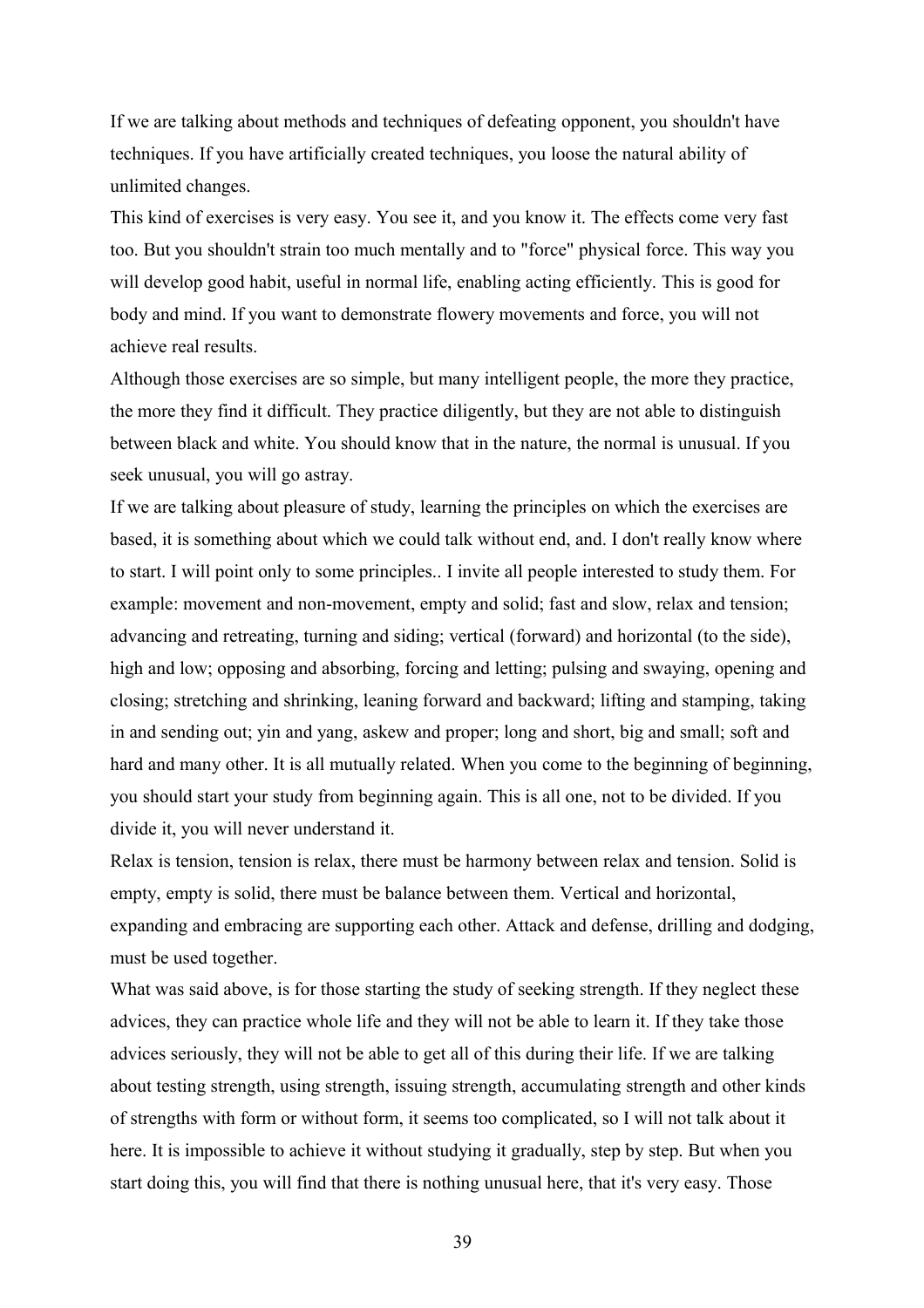If we are talking about methods and techniques of defeating opponent, you shouldn't have techniques. If you have artificially created techniques, you loose the natural ability of unlimited changes.

This kind of exercises is very easy. You see it, and you know it. The effects come very fast too. But you shouldn't strain too much mentally and to "force" physical force. This way you will develop good habit, useful in normal life, enabling acting efficiently. This is good for body and mind. If you want to demonstrate flowery movements and force, you will not achieve real results.

Although those exercises are so simple, but many intelligent people, the more they practice, the more they find it difficult. They practice diligently, but they are not able to distinguish between black and white. You should know that in the nature, the normal is unusual. If you seek unusual, you will go astray.

If we are talking about pleasure of study, learning the principles on which the exercises are based, it is something about which we could talk without end, and. I don't really know where to start. I will point only to some principles.. I invite all people interested to study them. For example: movement and non-movement, empty and solid; fast and slow, relax and tension; advancing and retreating, turning and siding; vertical (forward) and horizontal (to the side), high and low; opposing and absorbing, forcing and letting; pulsing and swaying, opening and closing; stretching and shrinking, leaning forward and backward; lifting and stamping, taking in and sending out; yin and yang, askew and proper; long and short, big and small; soft and hard and many other. It is all mutually related. When you come to the beginning of beginning, you should start your study from beginning again. This is all one, not to be divided. If you divide it, you will never understand it.

Relax is tension, tension is relax, there must be harmony between relax and tension. Solid is empty, empty is solid, there must be balance between them. Vertical and horizontal, expanding and embracing are supporting each other. Attack and defense, drilling and dodging, must be used together.

What was said above, is for those starting the study of seeking strength. If they neglect these advices, they can practice whole life and they will not be able to learn it. If they take those advices seriously, they will not be able to get all of this during their life. If we are talking about testing strength, using strength, issuing strength, accumulating strength and other kinds of strengths with form or without form, it seems too complicated, so I will not talk about it here. It is impossible to achieve it without studying it gradually, step by step. But when you start doing this, you will find that there is nothing unusual here, that it's very easy. Those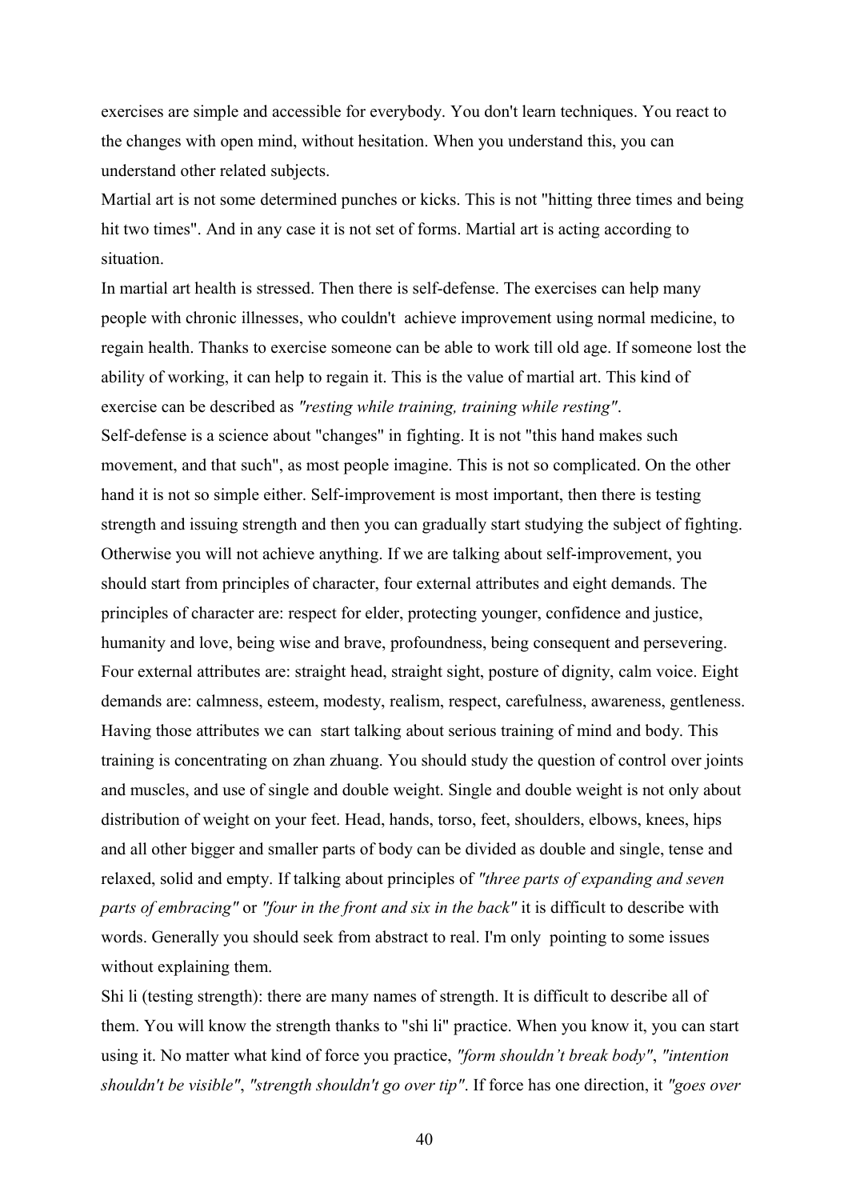exercises are simple and accessible for everybody. You don't learn techniques. You react to the changes with open mind, without hesitation. When you understand this, you can understand other related subjects.

Martial art is not some determined punches or kicks. This is not "hitting three times and being hit two times". And in any case it is not set of forms. Martial art is acting according to situation.

In martial art health is stressed. Then there is self-defense. The exercises can help many people with chronic illnesses, who couldn't achieve improvement using normal medicine, to regain health. Thanks to exercise someone can be able to work till old age. If someone lost the ability of working, it can help to regain it. This is the value of martial art. This kind of exercise can be described as *"resting while training, training while resting"*.

Self-defense is a science about "changes" in fighting. It is not "this hand makes such movement, and that such", as most people imagine. This is not so complicated. On the other hand it is not so simple either. Self-improvement is most important, then there is testing strength and issuing strength and then you can gradually start studying the subject of fighting. Otherwise you will not achieve anything. If we are talking about self-improvement, you should start from principles of character, four external attributes and eight demands. The principles of character are: respect for elder, protecting younger, confidence and justice, humanity and love, being wise and brave, profoundness, being consequent and persevering. Four external attributes are: straight head, straight sight, posture of dignity, calm voice. Eight demands are: calmness, esteem, modesty, realism, respect, carefulness, awareness, gentleness. Having those attributes we can start talking about serious training of mind and body. This training is concentrating on zhan zhuang. You should study the question of control over joints and muscles, and use of single and double weight. Single and double weight is not only about distribution of weight on your feet. Head, hands, torso, feet, shoulders, elbows, knees, hips and all other bigger and smaller parts of body can be divided as double and single, tense and relaxed, solid and empty. If talking about principles of *"three parts of expanding and seven parts of embracing"* or *"four in the front and six in the back"* it is difficult to describe with words. Generally you should seek from abstract to real. I'm only pointing to some issues without explaining them.

Shi li (testing strength): there are many names of strength. It is difficult to describe all of them. You will know the strength thanks to "shi li" practice. When you know it, you can start using it. No matter what kind of force you practice, *"form shouldn't break body"*, *"intention shouldn't be visible"*, *"strength shouldn't go over tip"*. If force has one direction, it *"goes over*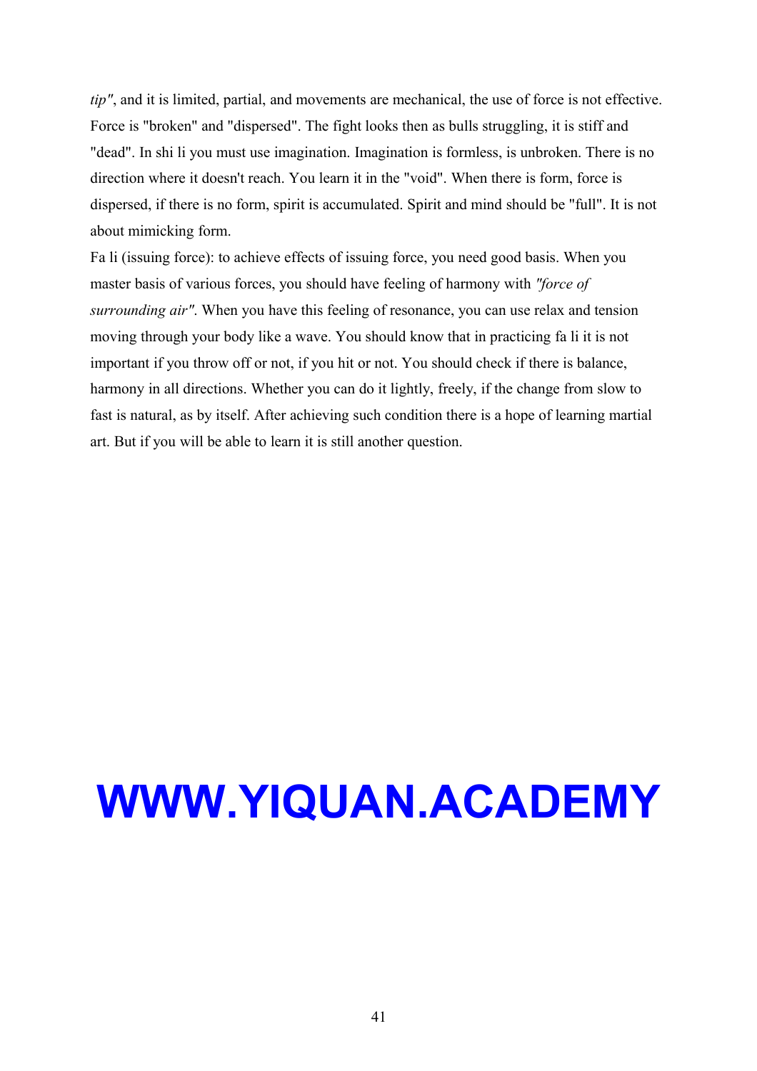*tip"*, and it is limited, partial, and movements are mechanical, the use of force is not effective. Force is "broken" and "dispersed". The fight looks then as bulls struggling, it is stiff and "dead". In shi li you must use imagination. Imagination is formless, is unbroken. There is no direction where it doesn't reach. You learn it in the "void". When there is form, force is dispersed, if there is no form, spirit is accumulated. Spirit and mind should be "full". It is not about mimicking form.

Fa li (issuing force): to achieve effects of issuing force, you need good basis. When you master basis of various forces, you should have feeling of harmony with *"force of surrounding air"*. When you have this feeling of resonance, you can use relax and tension moving through your body like a wave. You should know that in practicing fa li it is not important if you throw off or not, if you hit or not. You should check if there is balance, harmony in all directions. Whether you can do it lightly, freely, if the change from slow to fast is natural, as by itself. After achieving such condition there is a hope of learning martial art. But if you will be able to learn it is still another question.

# WWW.YIQUAN.ACADEMY